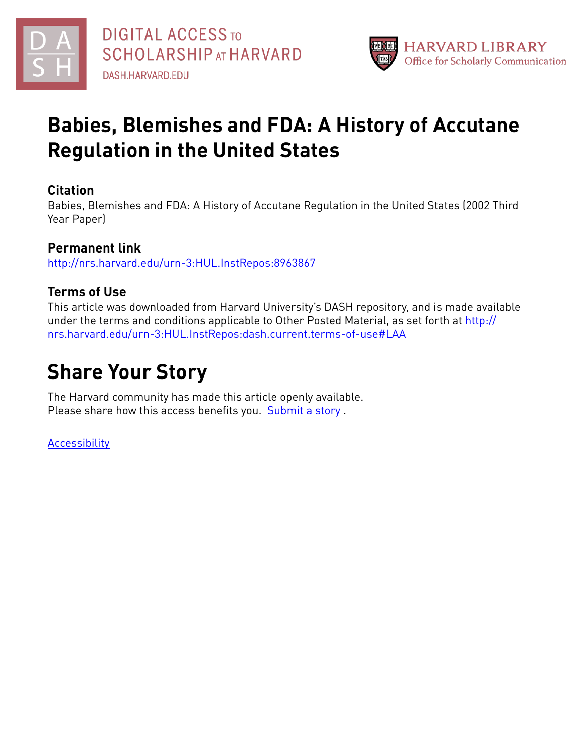DIGITAL ACCESS TO SCHOLARSHIP AT HARVARD
DASH.HARVARD.EDU

HARVARD LIBRARY
Office for Scholarly Communication

# Babies, Blemishes and FDA: A History of Accutane Regulation in the United States

## Citation

Babies, Blemishes and FDA: A History of Accutane Regulation in the United States (2002 Third Year Paper)

## Permanent link

http://nrs.harvard.edu/urn-3:HUL.InstRepos:8963867

## Terms of Use

This article was downloaded from Harvard University's DASH repository, and is made available under the terms and conditions applicable to Other Posted Material, as set forth at http://nrs.harvard.edu/urn-3:HUL.InstRepos:dash.current.terms-of-use#LAA

# Share Your Story

The Harvard community has made this article openly available.
Please share how this access benefits you. Submit a story.

Accessibility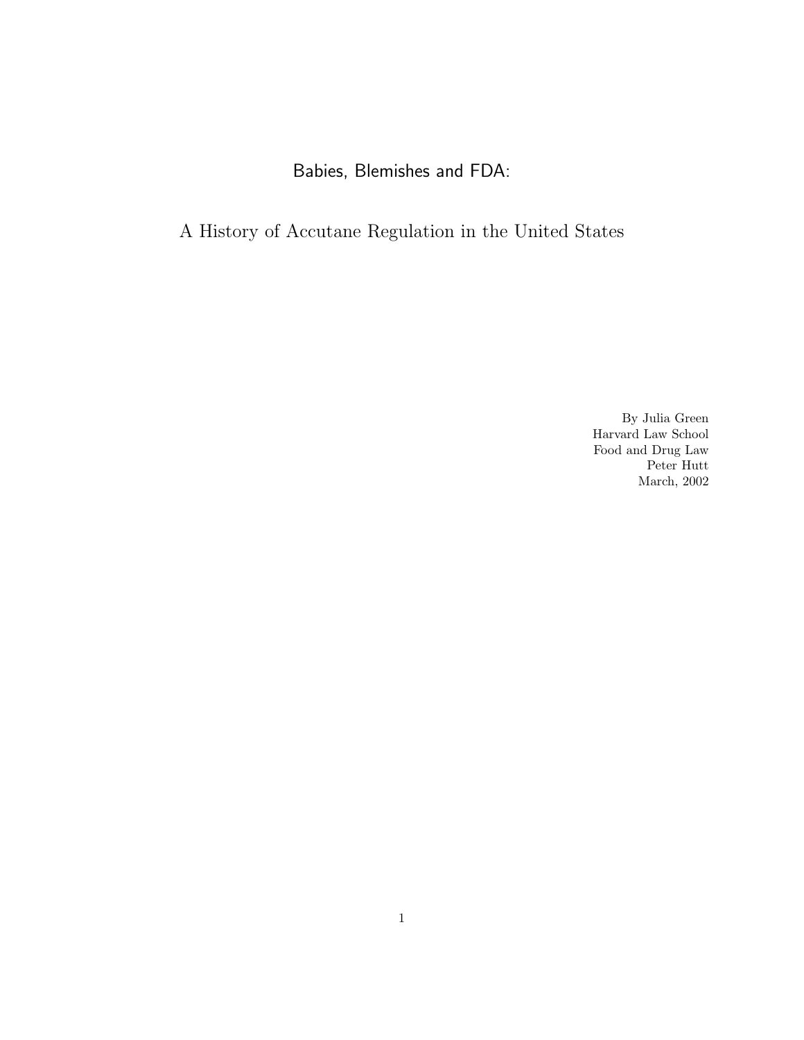# Babies, Blemishes and FDA:

## A History of Accutane Regulation in the United States

By Julia Green
Harvard Law School
Food and Drug Law
Peter Hutt
March, 2002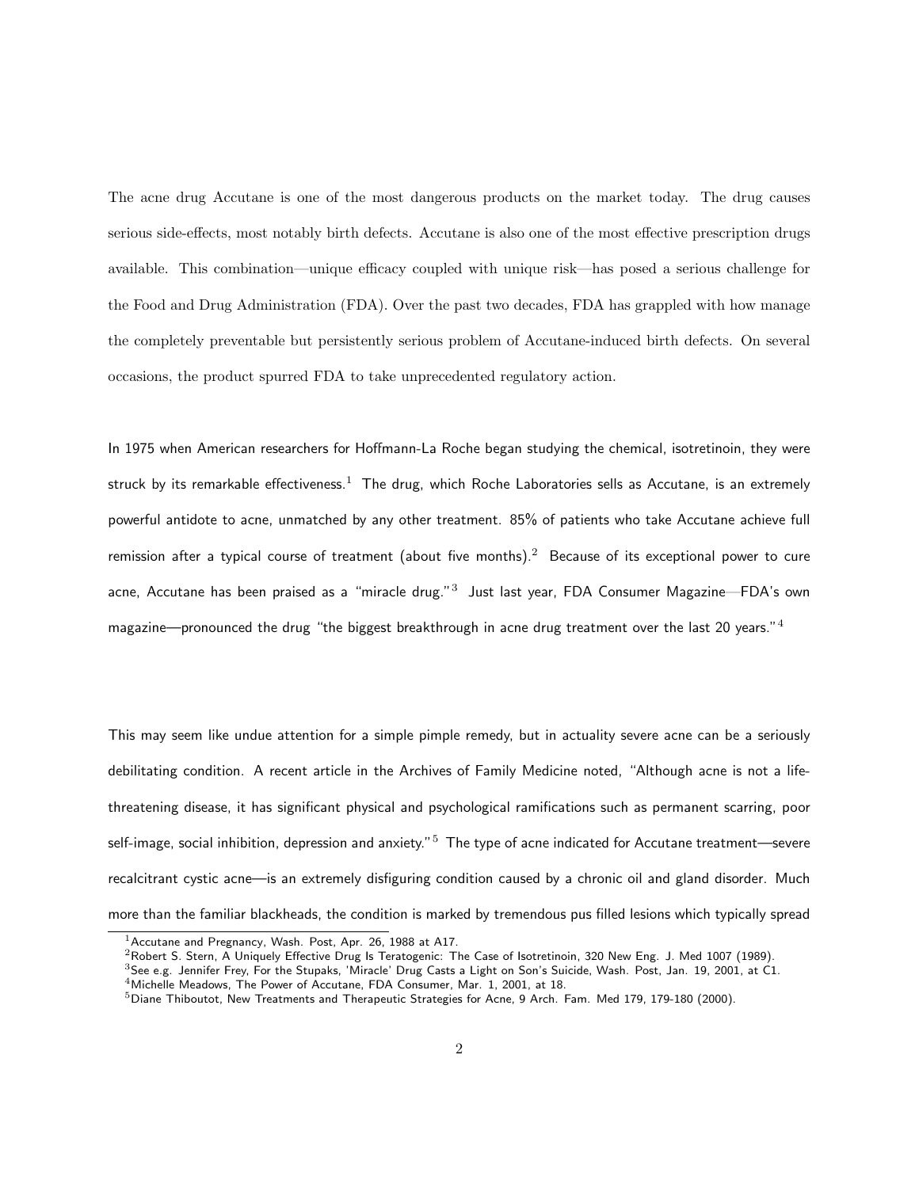The acne drug Accutane is one of the most dangerous products on the market today. The drug causes serious side-effects, most notably birth defects. Accutane is also one of the most effective prescription drugs available. This combination—unique efficacy coupled with unique risk—has posed a serious challenge for the Food and Drug Administration (FDA). Over the past two decades, FDA has grappled with how manage the completely preventable but persistently serious problem of Accutane-induced birth defects. On several occasions, the product spurred FDA to take unprecedented regulatory action.

In 1975 when American researchers for Hoffmann-La Roche began studying the chemical, isotretinoin, they were struck by its remarkable effectiveness.[1] The drug, which Roche Laboratories sells as Accutane, is an extremely powerful antidote to acne, unmatched by any other treatment. 85% of patients who take Accutane achieve full remission after a typical course of treatment (about five months).[2] Because of its exceptional power to cure acne, Accutane has been praised as a "miracle drug."[3] Just last year, FDA Consumer Magazine—FDA's own magazine—pronounced the drug "the biggest breakthrough in acne drug treatment over the last 20 years."[4]

This may seem like undue attention for a simple pimple remedy, but in actuality severe acne can be a seriously debilitating condition. A recent article in the Archives of Family Medicine noted, "Although acne is not a life-threatening disease, it has significant physical and psychological ramifications such as permanent scarring, poor self-image, social inhibition, depression and anxiety."[5] The type of acne indicated for Accutane treatment—severe recalcitrant cystic acne—is an extremely disfiguring condition caused by a chronic oil and gland disorder. Much more than the familiar blackheads, the condition is marked by tremendous pus filled lesions which typically spread

[1] Accutane and Pregnancy, Wash. Post, Apr. 26, 1988 at A17.

[2] Robert S. Stern, A Uniquely Effective Drug Is Teratogenic: The Case of Isotretinoin, 320 New Eng. J. Med 1007 (1989).

[3] See e.g. Jennifer Frey, For the Stupaks, 'Miracle' Drug Casts a Light on Son's Suicide, Wash. Post, Jan. 19, 2001, at C1.

[4] Michelle Meadows, The Power of Accutane, FDA Consumer, Mar. 1, 2001, at 18.

[5] Diane Thiboutot, New Treatments and Therapeutic Strategies for Acne, 9 Arch. Fam. Med 179, 179-180 (2000).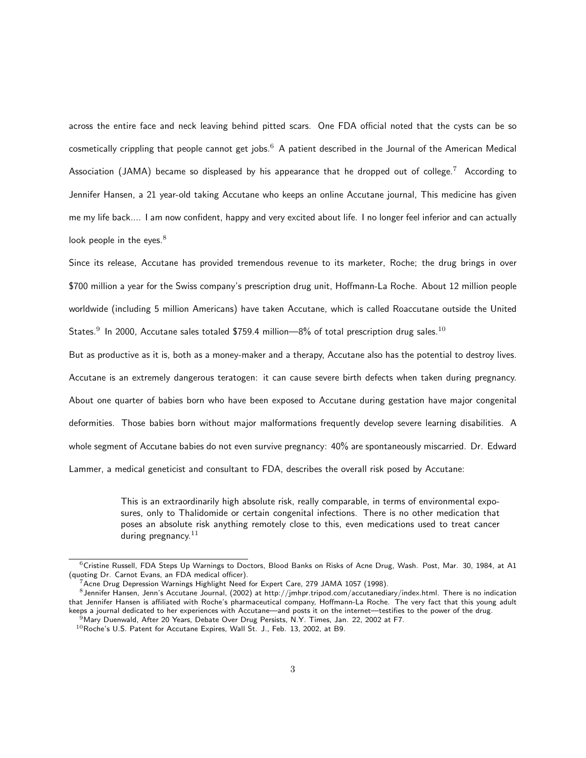across the entire face and neck leaving behind pitted scars. One FDA official noted that the cysts can be so cosmetically crippling that people cannot get jobs.[6] A patient described in the Journal of the American Medical Association (JAMA) became so displeased by his appearance that he dropped out of college.[7] According to Jennifer Hansen, a 21 year-old taking Accutane who keeps an online Accutane journal, This medicine has given me my life back.... I am now confident, happy and very excited about life. I no longer feel inferior and can actually look people in the eyes.[8]

Since its release, Accutane has provided tremendous revenue to its marketer, Roche; the drug brings in over $700 million a year for the Swiss company's prescription drug unit, Hoffmann-La Roche. About 12 million people worldwide (including 5 million Americans) have taken Accutane, which is called Roaccutane outside the United States.[9] In 2000, Accutane sales totaled $759.4 million—8% of total prescription drug sales.[10]

But as productive as it is, both as a money-maker and a therapy, Accutane also has the potential to destroy lives. Accutane is an extremely dangerous teratogen: it can cause severe birth defects when taken during pregnancy. About one quarter of babies born who have been exposed to Accutane during gestation have major congenital deformities. Those babies born without major malformations frequently develop severe learning disabilities. A whole segment of Accutane babies do not even survive pregnancy: 40% are spontaneously miscarried. Dr. Edward Lammer, a medical geneticist and consultant to FDA, describes the overall risk posed by Accutane:

> This is an extraordinarily high absolute risk, really comparable, in terms of environmental exposures, only to Thalidomide or certain congenital infections. There is no other medication that poses an absolute risk anything remotely close to this, even medications used to treat cancer during pregnancy.[11]

---

[6] Cristine Russell, FDA Steps Up Warnings to Doctors, Blood Banks on Risks of Acne Drug, Wash. Post, Mar. 30, 1984, at A1 (quoting Dr. Carnot Evans, an FDA medical officer).

[7] Acne Drug Depression Warnings Highlight Need for Expert Care, 279 JAMA 1057 (1998).

[8] Jennifer Hansen, Jenn's Accutane Journal, (2002) at http://jmhpr.tripod.com/accutanediary/index.html. There is no indication that Jennifer Hansen is affiliated with Roche's pharmaceutical company, Hoffmann-La Roche. The very fact that this young adult keeps a journal dedicated to her experiences with Accutane—and posts it on the internet—testifies to the power of the drug.

[9] Mary Duenwald, After 20 Years, Debate Over Drug Persists, N.Y. Times, Jan. 22, 2002 at F7.

[10] Roche's U.S. Patent for Accutane Expires, Wall St. J., Feb. 13, 2002, at B9.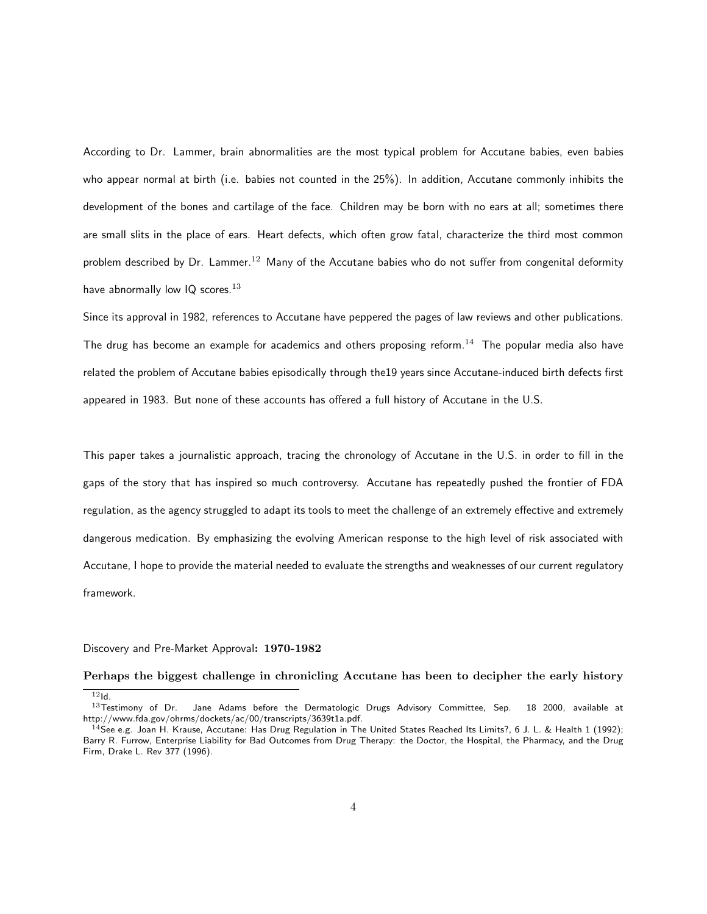According to Dr. Lammer, brain abnormalities are the most typical problem for Accutane babies, even babies who appear normal at birth (i.e. babies not counted in the 25%). In addition, Accutane commonly inhibits the development of the bones and cartilage of the face. Children may be born with no ears at all; sometimes there are small slits in the place of ears. Heart defects, which often grow fatal, characterize the third most common problem described by Dr. Lammer.[12] Many of the Accutane babies who do not suffer from congenital deformity have abnormally low IQ scores.[13]

Since its approval in 1982, references to Accutane have peppered the pages of law reviews and other publications. The drug has become an example for academics and others proposing reform.[14] The popular media also have related the problem of Accutane babies episodically through the19 years since Accutane-induced birth defects first appeared in 1983. But none of these accounts has offered a full history of Accutane in the U.S.

This paper takes a journalistic approach, tracing the chronology of Accutane in the U.S. in order to fill in the gaps of the story that has inspired so much controversy. Accutane has repeatedly pushed the frontier of FDA regulation, as the agency struggled to adapt its tools to meet the challenge of an extremely effective and extremely dangerous medication. By emphasizing the evolving American response to the high level of risk associated with Accutane, I hope to provide the material needed to evaluate the strengths and weaknesses of our current regulatory framework.

## Discovery and Pre-Market Approval: 1970-1982

**Perhaps the biggest challenge in chronicling Accutane has been to decipher the early history**

---

[12] Id.

[13] Testimony of Dr. Jane Adams before the Dermatologic Drugs Advisory Committee, Sep. 18 2000, available at http://www.fda.gov/ohrms/dockets/ac/00/transcripts/3639t1a.pdf.

[14] See e.g. Joan H. Krause, Accutane: Has Drug Regulation in The United States Reached Its Limits?, 6 J. L. & Health 1 (1992); Barry R. Furrow, Enterprise Liability for Bad Outcomes from Drug Therapy: the Doctor, the Hospital, the Pharmacy, and the Drug Firm, Drake L. Rev 377 (1996).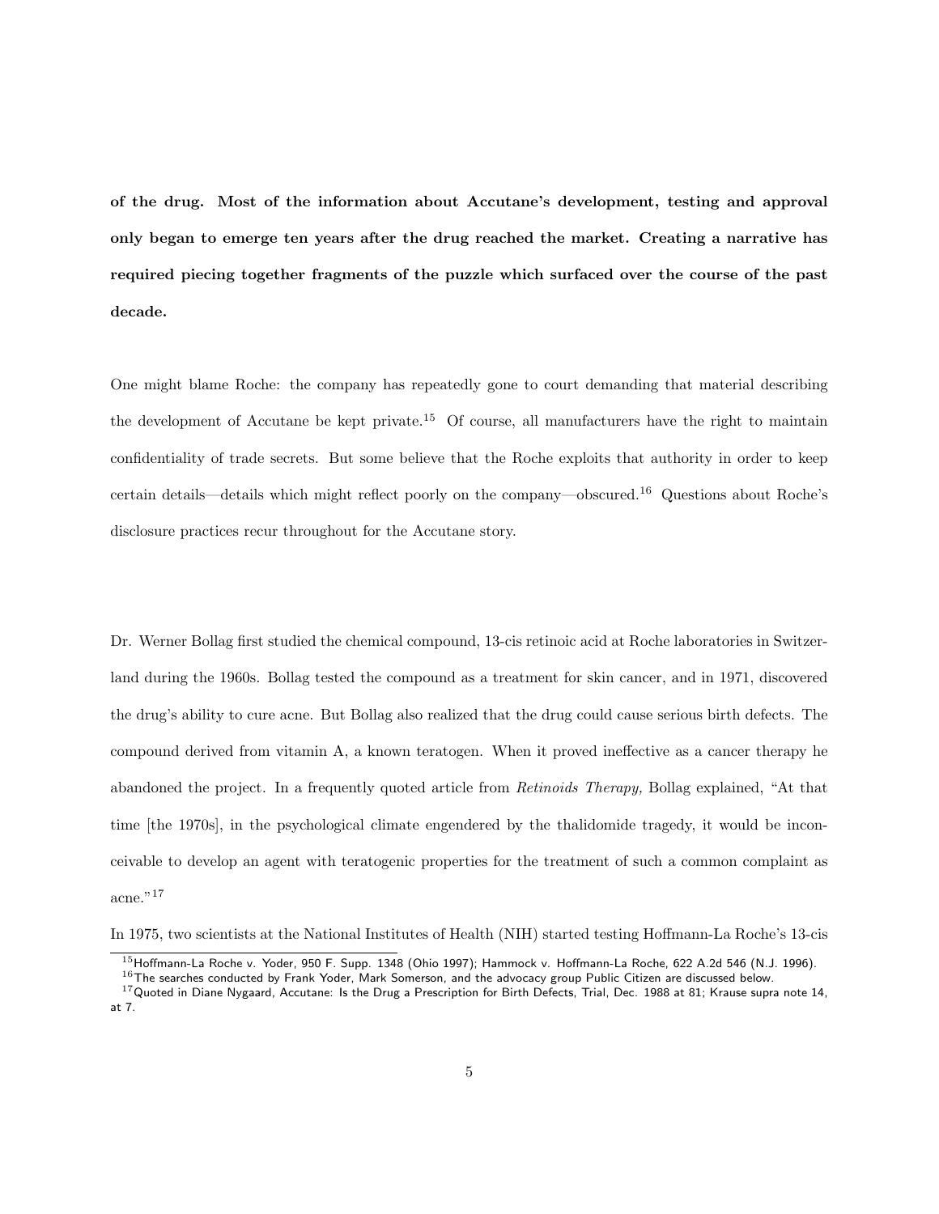**of the drug. Most of the information about Accutane's development, testing and approval only began to emerge ten years after the drug reached the market. Creating a narrative has required piecing together fragments of the puzzle which surfaced over the course of the past decade.**

One might blame Roche: the company has repeatedly gone to court demanding that material describing the development of Accutane be kept private.[15] Of course, all manufacturers have the right to maintain confidentiality of trade secrets. But some believe that the Roche exploits that authority in order to keep certain details—details which might reflect poorly on the company—obscured.[16] Questions about Roche's disclosure practices recur throughout for the Accutane story.

Dr. Werner Bollag first studied the chemical compound, 13-cis retinoic acid at Roche laboratories in Switzerland during the 1960s. Bollag tested the compound as a treatment for skin cancer, and in 1971, discovered the drug's ability to cure acne. But Bollag also realized that the drug could cause serious birth defects. The compound derived from vitamin A, a known teratogen. When it proved ineffective as a cancer therapy he abandoned the project. In a frequently quoted article from *Retinoids Therapy,* Bollag explained, "At that time [the 1970s], in the psychological climate engendered by the thalidomide tragedy, it would be inconceivable to develop an agent with teratogenic properties for the treatment of such a common complaint as acne."[17]

In 1975, two scientists at the National Institutes of Health (NIH) started testing Hoffmann-La Roche's 13-cis

[15] Hoffmann-La Roche v. Yoder, 950 F. Supp. 1348 (Ohio 1997); Hammock v. Hoffmann-La Roche, 622 A.2d 546 (N.J. 1996).

[16] The searches conducted by Frank Yoder, Mark Somerson, and the advocacy group Public Citizen are discussed below.

[17] Quoted in Diane Nygaard, Accutane: Is the Drug a Prescription for Birth Defects, Trial, Dec. 1988 at 81; Krause supra note 14, at 7.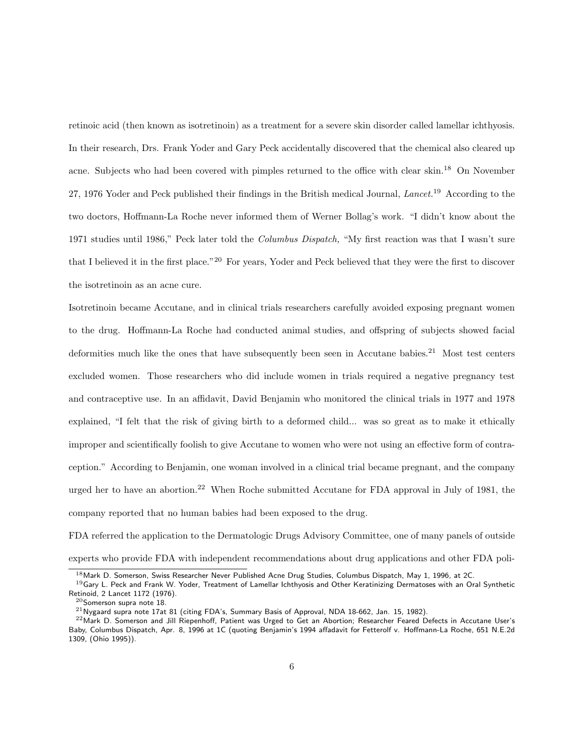retinoic acid (then known as isotretinoin) as a treatment for a severe skin disorder called lamellar ichthyosis. In their research, Drs. Frank Yoder and Gary Peck accidentally discovered that the chemical also cleared up acne. Subjects who had been covered with pimples returned to the office with clear skin.[18] On November 27, 1976 Yoder and Peck published their findings in the British medical Journal, *Lancet*.[19] According to the two doctors, Hoffmann-La Roche never informed them of Werner Bollag's work. "I didn't know about the 1971 studies until 1986," Peck later told the *Columbus Dispatch,* "My first reaction was that I wasn't sure that I believed it in the first place."[20] For years, Yoder and Peck believed that they were the first to discover the isotretinoin as an acne cure.

Isotretinoin became Accutane, and in clinical trials researchers carefully avoided exposing pregnant women to the drug. Hoffmann-La Roche had conducted animal studies, and offspring of subjects showed facial deformities much like the ones that have subsequently been seen in Accutane babies.[21] Most test centers excluded women. Those researchers who did include women in trials required a negative pregnancy test and contraceptive use. In an affidavit, David Benjamin who monitored the clinical trials in 1977 and 1978 explained, "I felt that the risk of giving birth to a deformed child... was so great as to make it ethically improper and scientifically foolish to give Accutane to women who were not using an effective form of contraception." According to Benjamin, one woman involved in a clinical trial became pregnant, and the company urged her to have an abortion.[22] When Roche submitted Accutane for FDA approval in July of 1981, the company reported that no human babies had been exposed to the drug.

FDA referred the application to the Dermatologic Drugs Advisory Committee, one of many panels of outside experts who provide FDA with independent recommendations about drug applications and other FDA poli-

---

[18] Mark D. Somerson, Swiss Researcher Never Published Acne Drug Studies, Columbus Dispatch, May 1, 1996, at 2C.

[19] Gary L. Peck and Frank W. Yoder, Treatment of Lamellar Ichthyosis and Other Keratinizing Dermatoses with an Oral Synthetic Retinoid, 2 Lancet 1172 (1976).

[20] Somerson supra note 18.

[21] Nygaard supra note 17at 81 (citing FDA's, Summary Basis of Approval, NDA 18-662, Jan. 15, 1982).

[22] Mark D. Somerson and Jill Riepenhoff, Patient was Urged to Get an Abortion; Researcher Feared Defects in Accutane User's Baby, Columbus Dispatch, Apr. 8, 1996 at 1C (quoting Benjamin's 1994 affadavit for Fetterolf v. Hoffmann-La Roche, 651 N.E.2d 1309, (Ohio 1995)).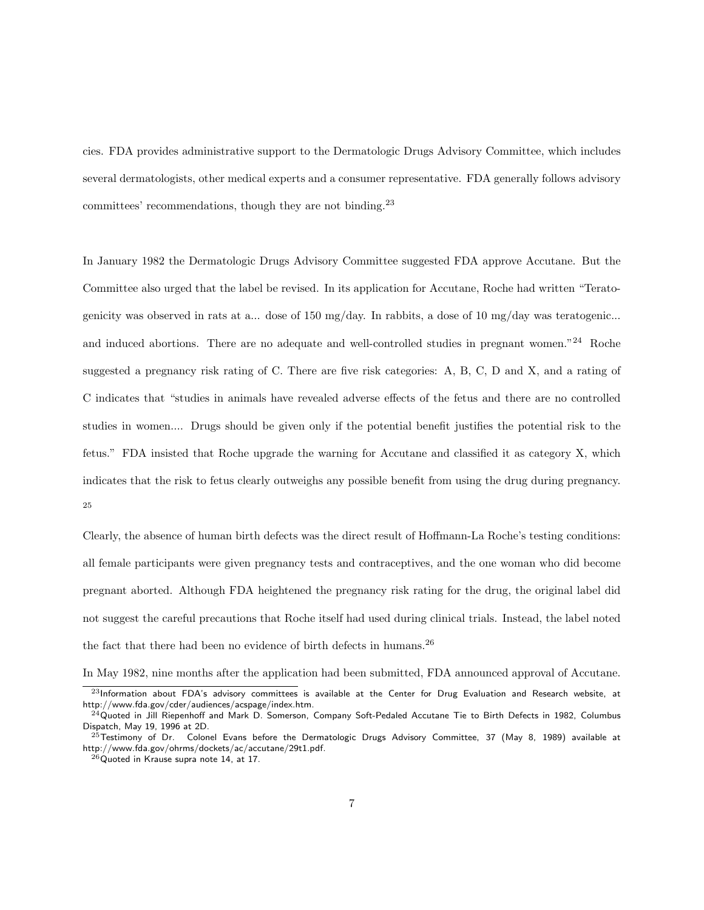cies. FDA provides administrative support to the Dermatologic Drugs Advisory Committee, which includes several dermatologists, other medical experts and a consumer representative. FDA generally follows advisory committees' recommendations, though they are not binding.[23]

In January 1982 the Dermatologic Drugs Advisory Committee suggested FDA approve Accutane. But the Committee also urged that the label be revised. In its application for Accutane, Roche had written "Teratogenicity was observed in rats at a... dose of 150 mg/day. In rabbits, a dose of 10 mg/day was teratogenic... and induced abortions. There are no adequate and well-controlled studies in pregnant women."[24] Roche suggested a pregnancy risk rating of C. There are five risk categories: A, B, C, D and X, and a rating of C indicates that "studies in animals have revealed adverse effects of the fetus and there are no controlled studies in women.... Drugs should be given only if the potential benefit justifies the potential risk to the fetus." FDA insisted that Roche upgrade the warning for Accutane and classified it as category X, which indicates that the risk to fetus clearly outweighs any possible benefit from using the drug during pregnancy. [25]

Clearly, the absence of human birth defects was the direct result of Hoffmann-La Roche's testing conditions: all female participants were given pregnancy tests and contraceptives, and the one woman who did become pregnant aborted. Although FDA heightened the pregnancy risk rating for the drug, the original label did not suggest the careful precautions that Roche itself had used during clinical trials. Instead, the label noted the fact that there had been no evidence of birth defects in humans.[26]

In May 1982, nine months after the application had been submitted, FDA announced approval of Accutane.

---

[23] Information about FDA's advisory committees is available at the Center for Drug Evaluation and Research website, at http://www.fda.gov/cder/audiences/acspage/index.htm.

[24] Quoted in Jill Riepenhoff and Mark D. Somerson, Company Soft-Pedaled Accutane Tie to Birth Defects in 1982, Columbus Dispatch, May 19, 1996 at 2D.

[25] Testimony of Dr. Colonel Evans before the Dermatologic Drugs Advisory Committee, 37 (May 8, 1989) available at http://www.fda.gov/ohrms/dockets/ac/accutane/29t1.pdf.

[26] Quoted in Krause supra note 14, at 17.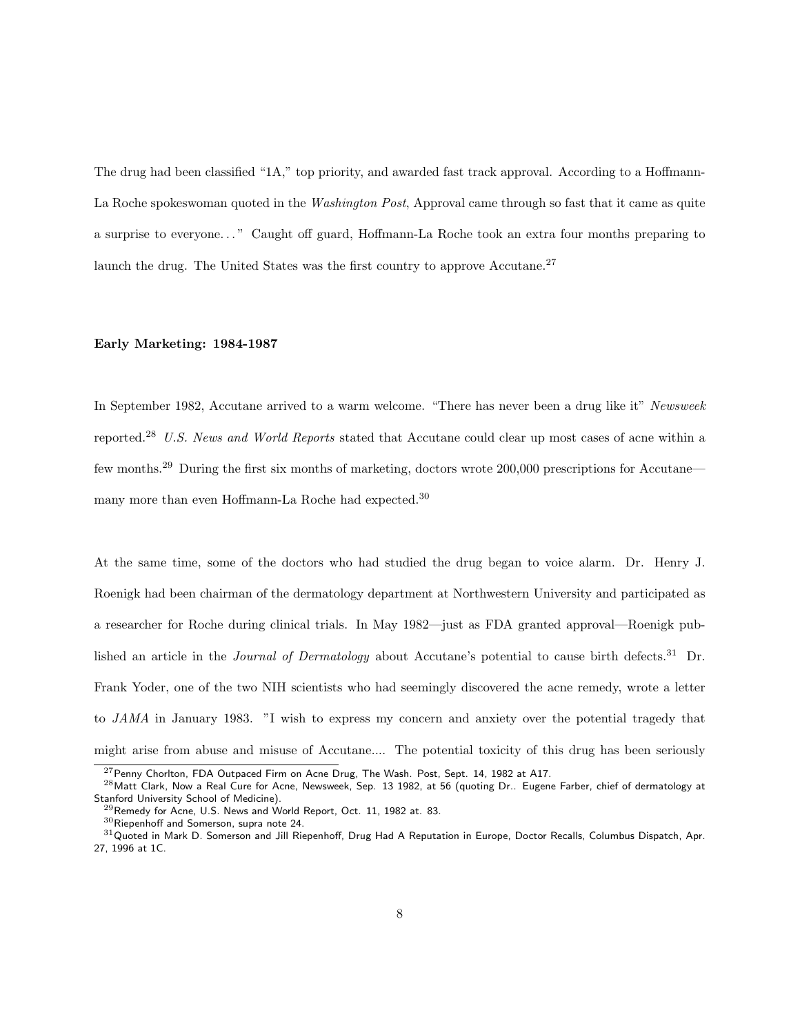The drug had been classified "1A," top priority, and awarded fast track approval. According to a Hoffmann-La Roche spokeswoman quoted in the *Washington Post*, Approval came through so fast that it came as quite a surprise to everyone..." Caught off guard, Hoffmann-La Roche took an extra four months preparing to launch the drug. The United States was the first country to approve Accutane.[27]

**Early Marketing: 1984-1987**

In September 1982, Accutane arrived to a warm welcome. "There has never been a drug like it" *Newsweek* reported.[28] *U.S. News and World Reports* stated that Accutane could clear up most cases of acne within a few months.[29] During the first six months of marketing, doctors wrote 200,000 prescriptions for Accutane—many more than even Hoffmann-La Roche had expected.[30]

At the same time, some of the doctors who had studied the drug began to voice alarm. Dr. Henry J. Roenigk had been chairman of the dermatology department at Northwestern University and participated as a researcher for Roche during clinical trials. In May 1982—just as FDA granted approval—Roenigk published an article in the *Journal of Dermatology* about Accutane's potential to cause birth defects.[31] Dr. Frank Yoder, one of the two NIH scientists who had seemingly discovered the acne remedy, wrote a letter to *JAMA* in January 1983. "I wish to express my concern and anxiety over the potential tragedy that might arise from abuse and misuse of Accutane.... The potential toxicity of this drug has been seriously

[27] Penny Chorlton, FDA Outpaced Firm on Acne Drug, The Wash. Post, Sept. 14, 1982 at A17.

[28] Matt Clark, Now a Real Cure for Acne, Newsweek, Sep. 13 1982, at 56 (quoting Dr.. Eugene Farber, chief of dermatology at Stanford University School of Medicine).

[29] Remedy for Acne, U.S. News and World Report, Oct. 11, 1982 at. 83.

[30] Riepenhoff and Somerson, supra note 24.

[31] Quoted in Mark D. Somerson and Jill Riepenhoff, Drug Had A Reputation in Europe, Doctor Recalls, Columbus Dispatch, Apr. 27, 1996 at 1C.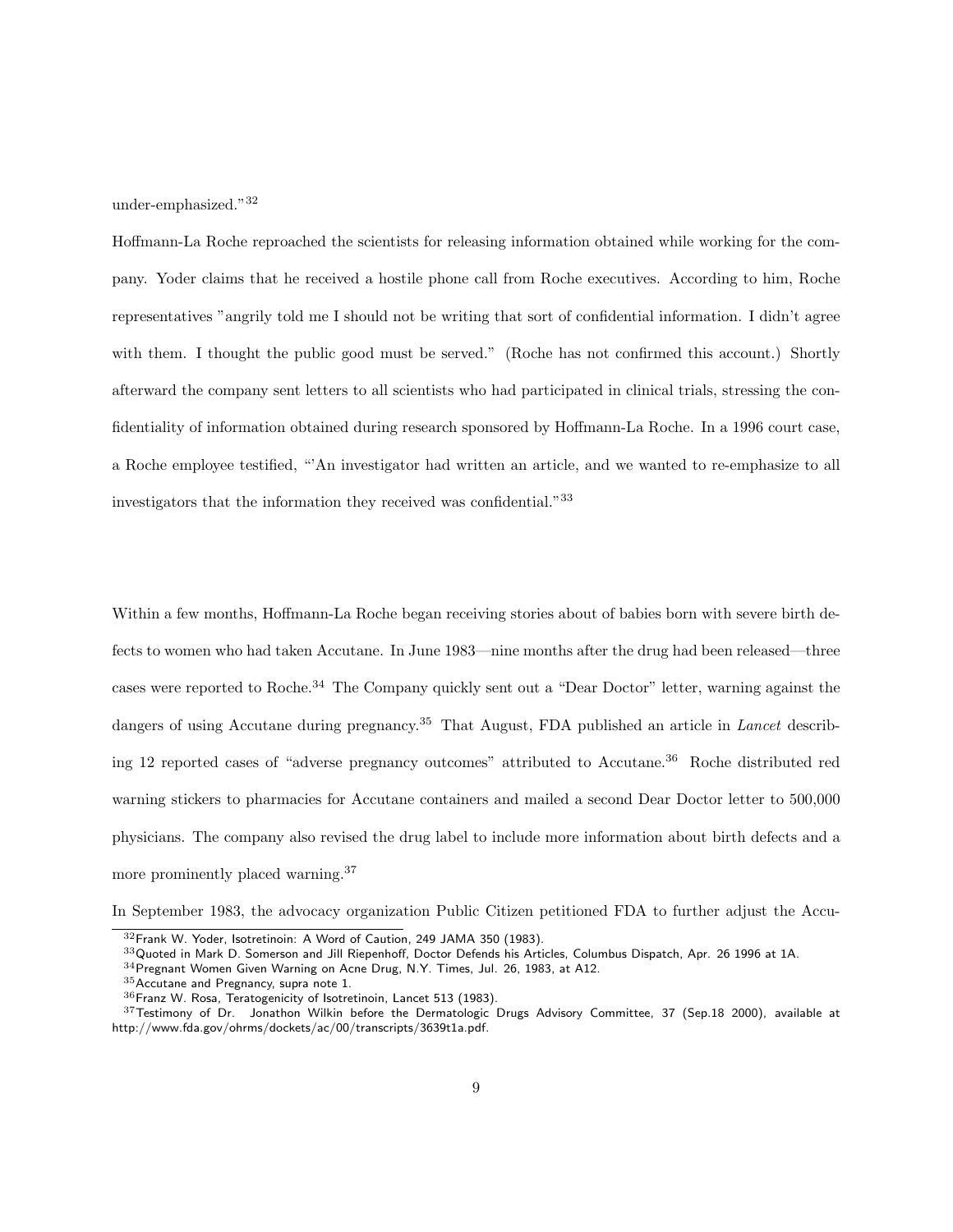under-emphasized."[32]

Hoffmann-La Roche reproached the scientists for releasing information obtained while working for the company. Yoder claims that he received a hostile phone call from Roche executives. According to him, Roche representatives "angrily told me I should not be writing that sort of confidential information. I didn't agree with them. I thought the public good must be served." (Roche has not confirmed this account.) Shortly afterward the company sent letters to all scientists who had participated in clinical trials, stressing the confidentiality of information obtained during research sponsored by Hoffmann-La Roche. In a 1996 court case, a Roche employee testified, "'An investigator had written an article, and we wanted to re-emphasize to all investigators that the information they received was confidential."[33]

Within a few months, Hoffmann-La Roche began receiving stories about of babies born with severe birth defects to women who had taken Accutane. In June 1983—nine months after the drug had been released—three cases were reported to Roche.[34] The Company quickly sent out a "Dear Doctor" letter, warning against the dangers of using Accutane during pregnancy.[35] That August, FDA published an article in *Lancet* describing 12 reported cases of "adverse pregnancy outcomes" attributed to Accutane.[36] Roche distributed red warning stickers to pharmacies for Accutane containers and mailed a second Dear Doctor letter to 500,000 physicians. The company also revised the drug label to include more information about birth defects and a more prominently placed warning.[37]

In September 1983, the advocacy organization Public Citizen petitioned FDA to further adjust the Accu-

---

[32] Frank W. Yoder, Isotretinoin: A Word of Caution, 249 JAMA 350 (1983).

[33] Quoted in Mark D. Somerson and Jill Riepenhoff, Doctor Defends his Articles, Columbus Dispatch, Apr. 26 1996 at 1A.

[34] Pregnant Women Given Warning on Acne Drug, N.Y. Times, Jul. 26, 1983, at A12.

[35] Accutane and Pregnancy, supra note 1.

[36] Franz W. Rosa, Teratogenicity of Isotretinoin, Lancet 513 (1983).

[37] Testimony of Dr. Jonathon Wilkin before the Dermatologic Drugs Advisory Committee, 37 (Sep.18 2000), available at http://www.fda.gov/ohrms/dockets/ac/00/transcripts/3639t1a.pdf.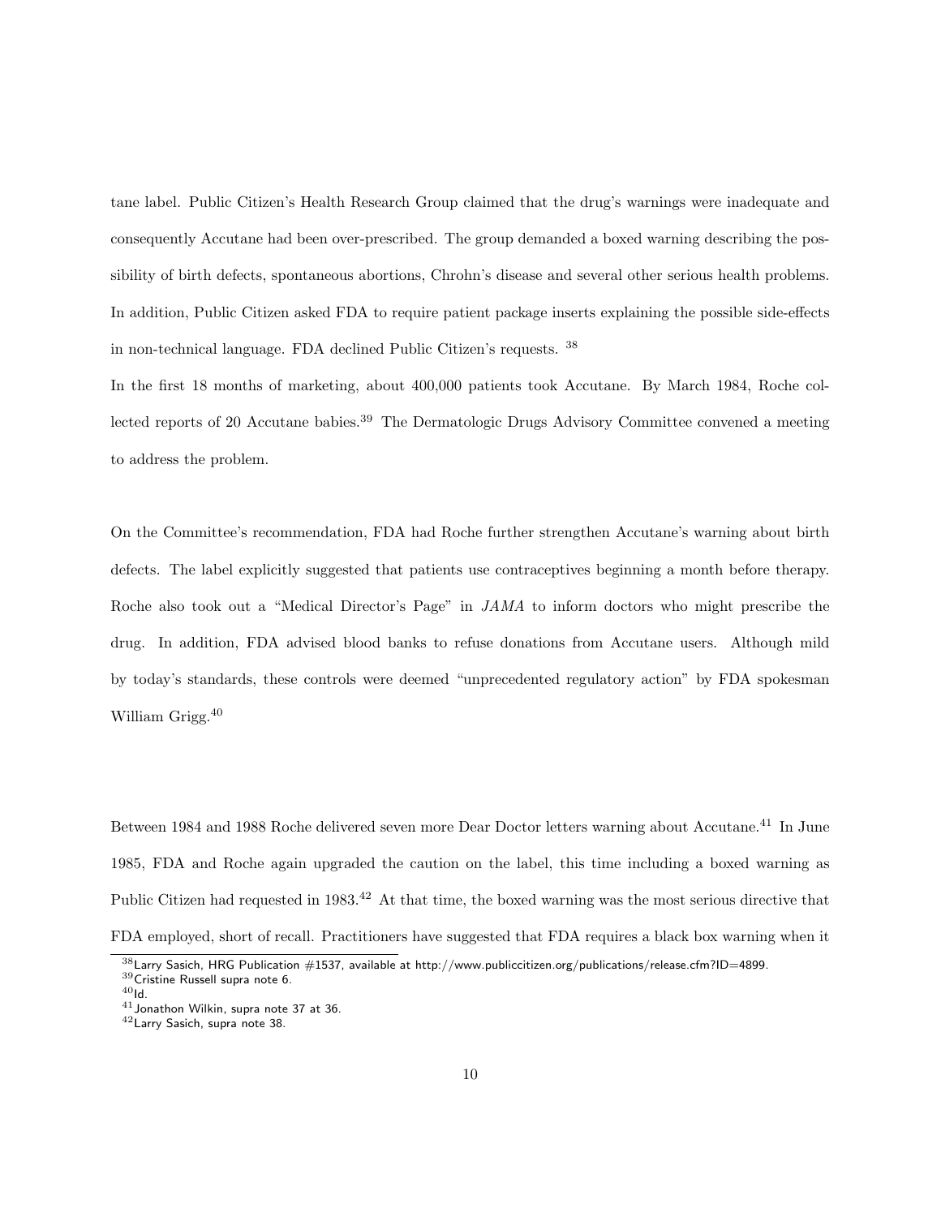tane label. Public Citizen's Health Research Group claimed that the drug's warnings were inadequate and consequently Accutane had been over-prescribed. The group demanded a boxed warning describing the possibility of birth defects, spontaneous abortions, Chrohn's disease and several other serious health problems. In addition, Public Citizen asked FDA to require patient package inserts explaining the possible side-effects in non-technical language. FDA declined Public Citizen's requests. [38]

In the first 18 months of marketing, about 400,000 patients took Accutane. By March 1984, Roche collected reports of 20 Accutane babies.[39] The Dermatologic Drugs Advisory Committee convened a meeting to address the problem.

On the Committee's recommendation, FDA had Roche further strengthen Accutane's warning about birth defects. The label explicitly suggested that patients use contraceptives beginning a month before therapy. Roche also took out a "Medical Director's Page" in *JAMA* to inform doctors who might prescribe the drug. In addition, FDA advised blood banks to refuse donations from Accutane users. Although mild by today's standards, these controls were deemed "unprecedented regulatory action" by FDA spokesman William Grigg.[40]

Between 1984 and 1988 Roche delivered seven more Dear Doctor letters warning about Accutane.[41] In June 1985, FDA and Roche again upgraded the caution on the label, this time including a boxed warning as Public Citizen had requested in 1983.[42] At that time, the boxed warning was the most serious directive that FDA employed, short of recall. Practitioners have suggested that FDA requires a black box warning when it

[38] Larry Sasich, HRG Publication #1537, available at http://www.publiccitizen.org/publications/release.cfm?ID=4899.

[39] Cristine Russell supra note 6.

[40] Id.

[41] Jonathon Wilkin, supra note 37 at 36.

[42] Larry Sasich, supra note 38.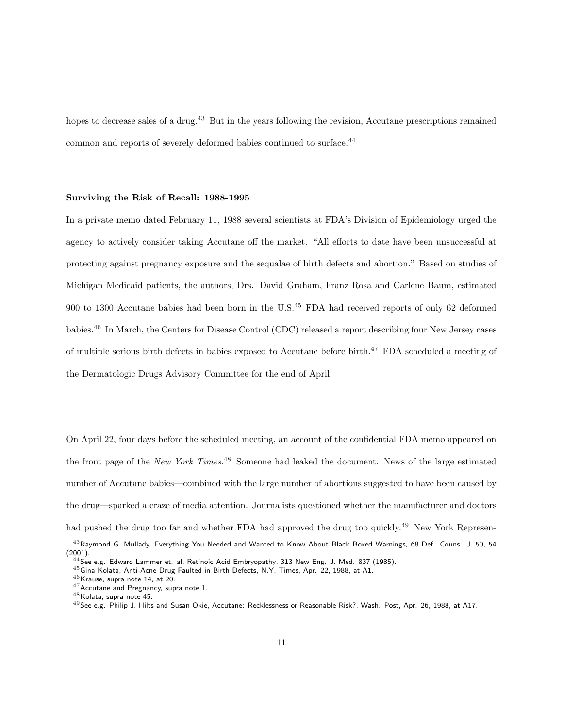hopes to decrease sales of a drug.[43] But in the years following the revision, Accutane prescriptions remained common and reports of severely deformed babies continued to surface.[44]

**Surviving the Risk of Recall: 1988-1995**

In a private memo dated February 11, 1988 several scientists at FDA's Division of Epidemiology urged the agency to actively consider taking Accutane off the market. "All efforts to date have been unsuccessful at protecting against pregnancy exposure and the sequalae of birth defects and abortion." Based on studies of Michigan Medicaid patients, the authors, Drs. David Graham, Franz Rosa and Carlene Baum, estimated 900 to 1300 Accutane babies had been born in the U.S.[45] FDA had received reports of only 62 deformed babies.[46] In March, the Centers for Disease Control (CDC) released a report describing four New Jersey cases of multiple serious birth defects in babies exposed to Accutane before birth.[47] FDA scheduled a meeting of the Dermatologic Drugs Advisory Committee for the end of April.

On April 22, four days before the scheduled meeting, an account of the confidential FDA memo appeared on the front page of the *New York Times*.[48] Someone had leaked the document. News of the large estimated number of Accutane babies—combined with the large number of abortions suggested to have been caused by the drug—sparked a craze of media attention. Journalists questioned whether the manufacturer and doctors had pushed the drug too far and whether FDA had approved the drug too quickly.[49] New York Represen-

[43] Raymond G. Mullady, Everything You Needed and Wanted to Know About Black Boxed Warnings, 68 Def. Couns. J. 50, 54 (2001).

[44] See e.g. Edward Lammer et. al, Retinoic Acid Embryopathy, 313 New Eng. J. Med. 837 (1985).

[45] Gina Kolata, Anti-Acne Drug Faulted in Birth Defects, N.Y. Times, Apr. 22, 1988, at A1.

[46] Krause, supra note 14, at 20.

[47] Accutane and Pregnancy, supra note 1.

[48] Kolata, supra note 45.

[49] See e.g. Philip J. Hilts and Susan Okie, Accutane: Recklessness or Reasonable Risk?, Wash. Post, Apr. 26, 1988, at A17.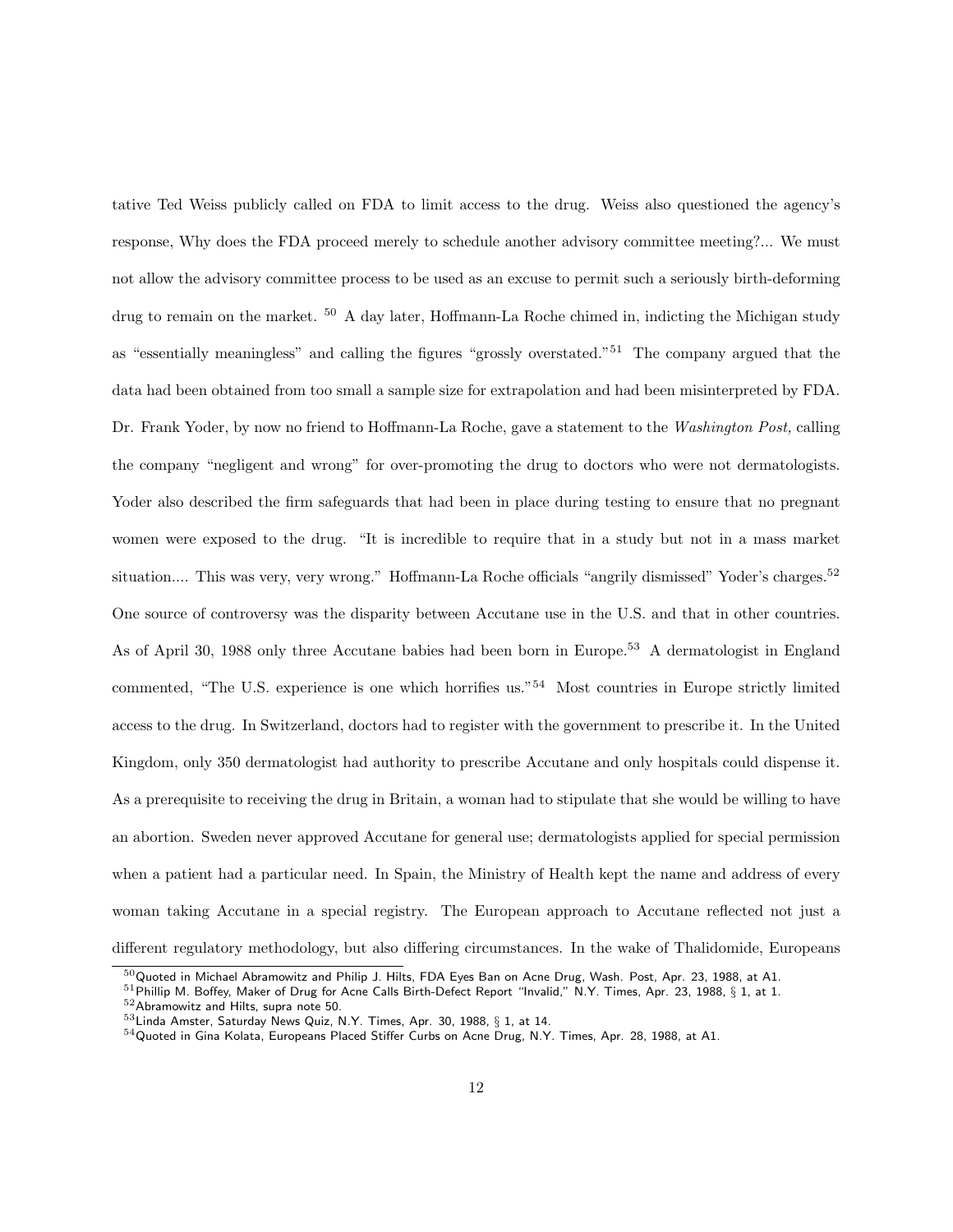tative Ted Weiss publicly called on FDA to limit access to the drug. Weiss also questioned the agency's response, Why does the FDA proceed merely to schedule another advisory committee meeting?... We must not allow the advisory committee process to be used as an excuse to permit such a seriously birth-deforming drug to remain on the market. [50] A day later, Hoffmann-La Roche chimed in, indicting the Michigan study as "essentially meaningless" and calling the figures "grossly overstated."[51] The company argued that the data had been obtained from too small a sample size for extrapolation and had been misinterpreted by FDA. Dr. Frank Yoder, by now no friend to Hoffmann-La Roche, gave a statement to the *Washington Post,* calling the company "negligent and wrong" for over-promoting the drug to doctors who were not dermatologists. Yoder also described the firm safeguards that had been in place during testing to ensure that no pregnant women were exposed to the drug. "It is incredible to require that in a study but not in a mass market situation.... This was very, very wrong." Hoffmann-La Roche officials "angrily dismissed" Yoder's charges.[52] One source of controversy was the disparity between Accutane use in the U.S. and that in other countries. As of April 30, 1988 only three Accutane babies had been born in Europe.[53] A dermatologist in England commented, "The U.S. experience is one which horrifies us."[54] Most countries in Europe strictly limited access to the drug. In Switzerland, doctors had to register with the government to prescribe it. In the United Kingdom, only 350 dermatologist had authority to prescribe Accutane and only hospitals could dispense it. As a prerequisite to receiving the drug in Britain, a woman had to stipulate that she would be willing to have an abortion. Sweden never approved Accutane for general use; dermatologists applied for special permission when a patient had a particular need. In Spain, the Ministry of Health kept the name and address of every woman taking Accutane in a special registry. The European approach to Accutane reflected not just a different regulatory methodology, but also differing circumstances. In the wake of Thalidomide, Europeans

[50] Quoted in Michael Abramowitz and Philip J. Hilts, FDA Eyes Ban on Acne Drug, Wash. Post, Apr. 23, 1988, at A1.

[51] Phillip M. Boffey, Maker of Drug for Acne Calls Birth-Defect Report "Invalid," N.Y. Times, Apr. 23, 1988, § 1, at 1.

[52] Abramowitz and Hilts, supra note 50.

[53] Linda Amster, Saturday News Quiz, N.Y. Times, Apr. 30, 1988, § 1, at 14.

[54] Quoted in Gina Kolata, Europeans Placed Stiffer Curbs on Acne Drug, N.Y. Times, Apr. 28, 1988, at A1.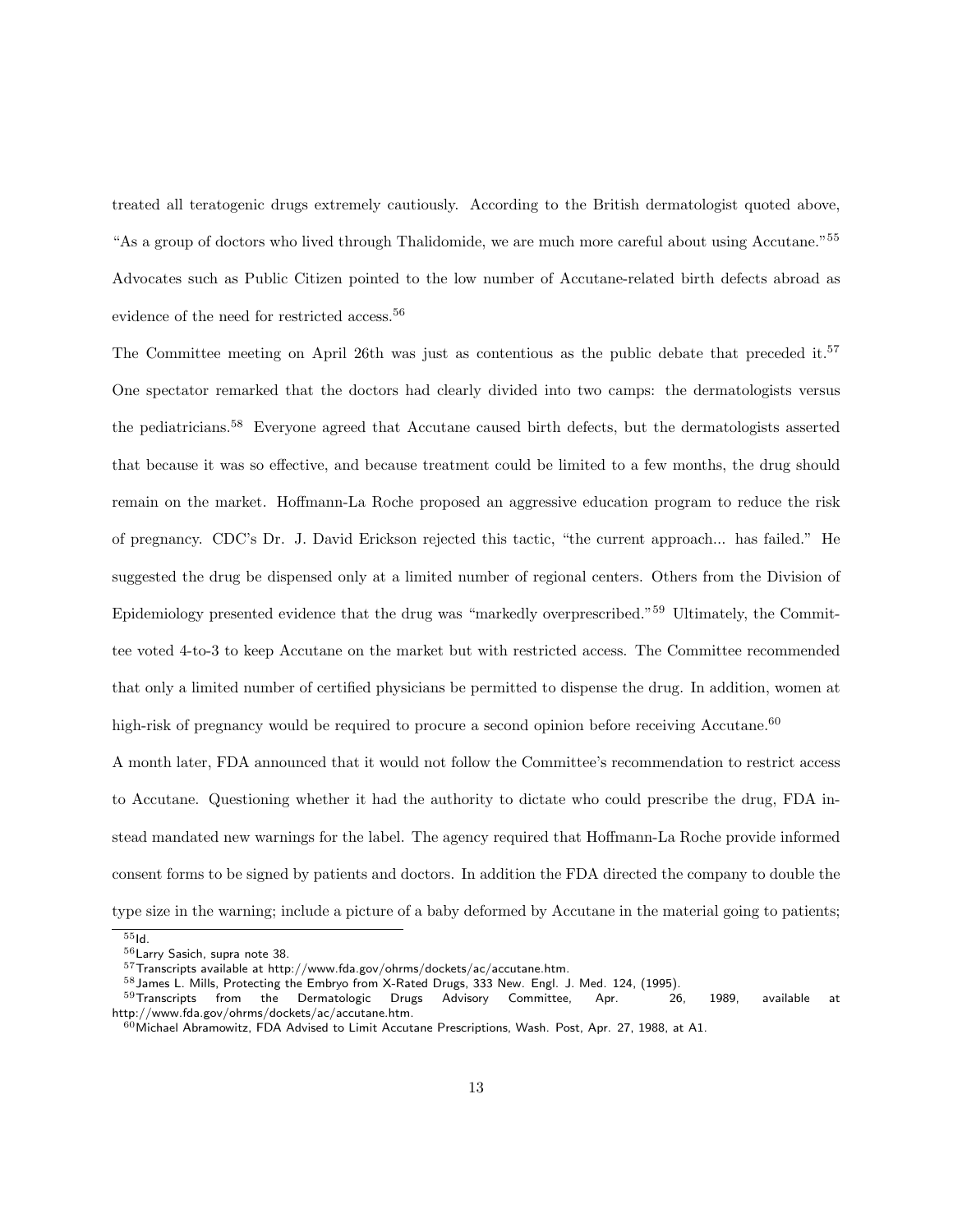treated all teratogenic drugs extremely cautiously. According to the British dermatologist quoted above, "As a group of doctors who lived through Thalidomide, we are much more careful about using Accutane."[55] Advocates such as Public Citizen pointed to the low number of Accutane-related birth defects abroad as evidence of the need for restricted access.[56]

The Committee meeting on April 26th was just as contentious as the public debate that preceded it.[57] One spectator remarked that the doctors had clearly divided into two camps: the dermatologists versus the pediatricians.[58] Everyone agreed that Accutane caused birth defects, but the dermatologists asserted that because it was so effective, and because treatment could be limited to a few months, the drug should remain on the market. Hoffmann-La Roche proposed an aggressive education program to reduce the risk of pregnancy. CDC's Dr. J. David Erickson rejected this tactic, "the current approach... has failed." He suggested the drug be dispensed only at a limited number of regional centers. Others from the Division of Epidemiology presented evidence that the drug was "markedly overprescribed."[59] Ultimately, the Committee voted 4-to-3 to keep Accutane on the market but with restricted access. The Committee recommended that only a limited number of certified physicians be permitted to dispense the drug. In addition, women at high-risk of pregnancy would be required to procure a second opinion before receiving Accutane.[60]

A month later, FDA announced that it would not follow the Committee's recommendation to restrict access to Accutane. Questioning whether it had the authority to dictate who could prescribe the drug, FDA instead mandated new warnings for the label. The agency required that Hoffmann-La Roche provide informed consent forms to be signed by patients and doctors. In addition the FDA directed the company to double the type size in the warning; include a picture of a baby deformed by Accutane in the material going to patients;

---

[55] Id.

[56] Larry Sasich, supra note 38.

[57] Transcripts available at http://www.fda.gov/ohrms/dockets/ac/accutane.htm.

[58] James L. Mills, Protecting the Embryo from X-Rated Drugs, 333 New. Engl. J. Med. 124, (1995).

[59] Transcripts from the Dermatologic Drugs Advisory Committee, Apr. 26, 1989, available at http://www.fda.gov/ohrms/dockets/ac/accutane.htm.

[60] Michael Abramowitz, FDA Advised to Limit Accutane Prescriptions, Wash. Post, Apr. 27, 1988, at A1.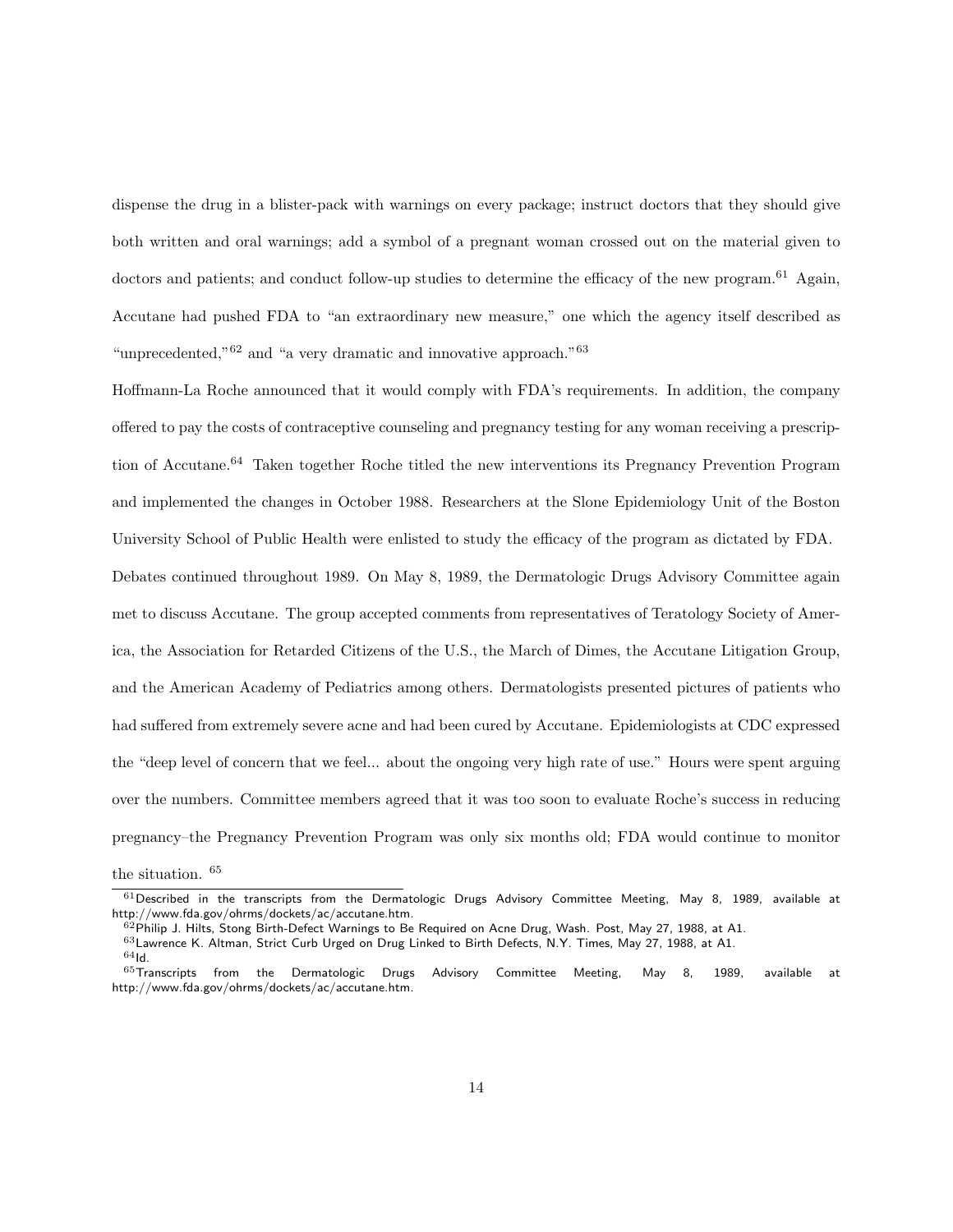dispense the drug in a blister-pack with warnings on every package; instruct doctors that they should give both written and oral warnings; add a symbol of a pregnant woman crossed out on the material given to doctors and patients; and conduct follow-up studies to determine the efficacy of the new program.[61] Again, Accutane had pushed FDA to "an extraordinary new measure," one which the agency itself described as "unprecedented,"[62] and "a very dramatic and innovative approach."[63]

Hoffmann-La Roche announced that it would comply with FDA's requirements. In addition, the company offered to pay the costs of contraceptive counseling and pregnancy testing for any woman receiving a prescription of Accutane.[64] Taken together Roche titled the new interventions its Pregnancy Prevention Program and implemented the changes in October 1988. Researchers at the Slone Epidemiology Unit of the Boston University School of Public Health were enlisted to study the efficacy of the program as dictated by FDA.

Debates continued throughout 1989. On May 8, 1989, the Dermatologic Drugs Advisory Committee again met to discuss Accutane. The group accepted comments from representatives of Teratology Society of America, the Association for Retarded Citizens of the U.S., the March of Dimes, the Accutane Litigation Group, and the American Academy of Pediatrics among others. Dermatologists presented pictures of patients who had suffered from extremely severe acne and had been cured by Accutane. Epidemiologists at CDC expressed the "deep level of concern that we feel... about the ongoing very high rate of use." Hours were spent arguing over the numbers. Committee members agreed that it was too soon to evaluate Roche's success in reducing pregnancy–the Pregnancy Prevention Program was only six months old; FDA would continue to monitor the situation. [65]

---

[61] Described in the transcripts from the Dermatologic Drugs Advisory Committee Meeting, May 8, 1989, available at http://www.fda.gov/ohrms/dockets/ac/accutane.htm.

[62] Philip J. Hilts, Stong Birth-Defect Warnings to Be Required on Acne Drug, Wash. Post, May 27, 1988, at A1.

[63] Lawrence K. Altman, Strict Curb Urged on Drug Linked to Birth Defects, N.Y. Times, May 27, 1988, at A1.

[64] Id.

[65] Transcripts from the Dermatologic Drugs Advisory Committee Meeting, May 8, 1989, available at http://www.fda.gov/ohrms/dockets/ac/accutane.htm.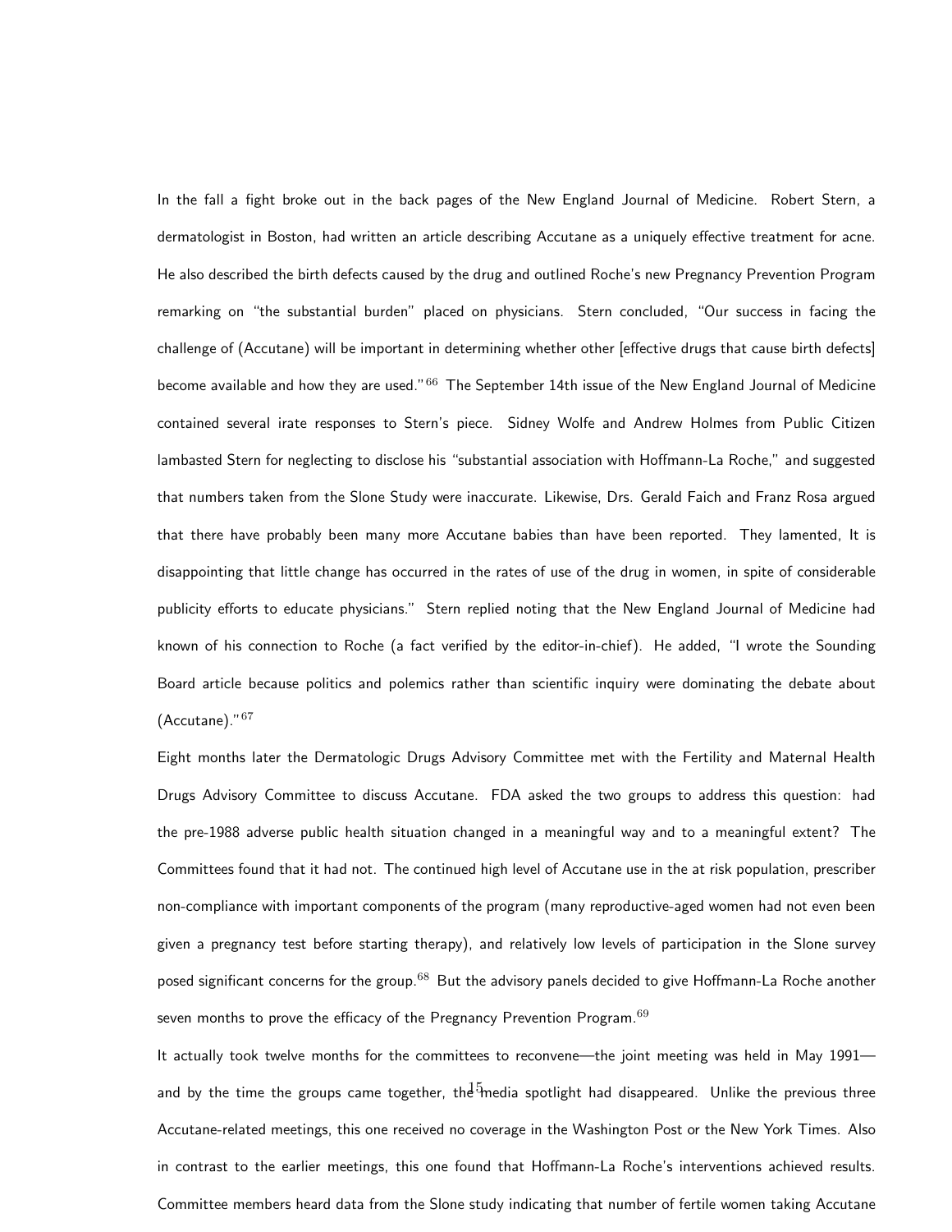In the fall a fight broke out in the back pages of the New England Journal of Medicine. Robert Stern, a dermatologist in Boston, had written an article describing Accutane as a uniquely effective treatment for acne. He also described the birth defects caused by the drug and outlined Roche's new Pregnancy Prevention Program remarking on "the substantial burden" placed on physicians. Stern concluded, "Our success in facing the challenge of (Accutane) will be important in determining whether other [effective drugs that cause birth defects] become available and how they are used."[66] The September 14th issue of the New England Journal of Medicine contained several irate responses to Stern's piece. Sidney Wolfe and Andrew Holmes from Public Citizen lambasted Stern for neglecting to disclose his "substantial association with Hoffmann-La Roche," and suggested that numbers taken from the Slone Study were inaccurate. Likewise, Drs. Gerald Faich and Franz Rosa argued that there have probably been many more Accutane babies than have been reported. They lamented, It is disappointing that little change has occurred in the rates of use of the drug in women, in spite of considerable publicity efforts to educate physicians." Stern replied noting that the New England Journal of Medicine had known of his connection to Roche (a fact verified by the editor-in-chief). He added, "I wrote the Sounding Board article because politics and polemics rather than scientific inquiry were dominating the debate about (Accutane)."[67]

Eight months later the Dermatologic Drugs Advisory Committee met with the Fertility and Maternal Health Drugs Advisory Committee to discuss Accutane. FDA asked the two groups to address this question: had the pre-1988 adverse public health situation changed in a meaningful way and to a meaningful extent? The Committees found that it had not. The continued high level of Accutane use in the at risk population, prescriber non-compliance with important components of the program (many reproductive-aged women had not even been given a pregnancy test before starting therapy), and relatively low levels of participation in the Slone survey posed significant concerns for the group.[68] But the advisory panels decided to give Hoffmann-La Roche another seven months to prove the efficacy of the Pregnancy Prevention Program.[69]

It actually took twelve months for the committees to reconvene—the joint meeting was held in May 1991—and by the time the groups came together, the media spotlight had disappeared. Unlike the previous three Accutane-related meetings, this one received no coverage in the Washington Post or the New York Times. Also in contrast to the earlier meetings, this one found that Hoffmann-La Roche's interventions achieved results. Committee members heard data from the Slone study indicating that number of fertile women taking Accutane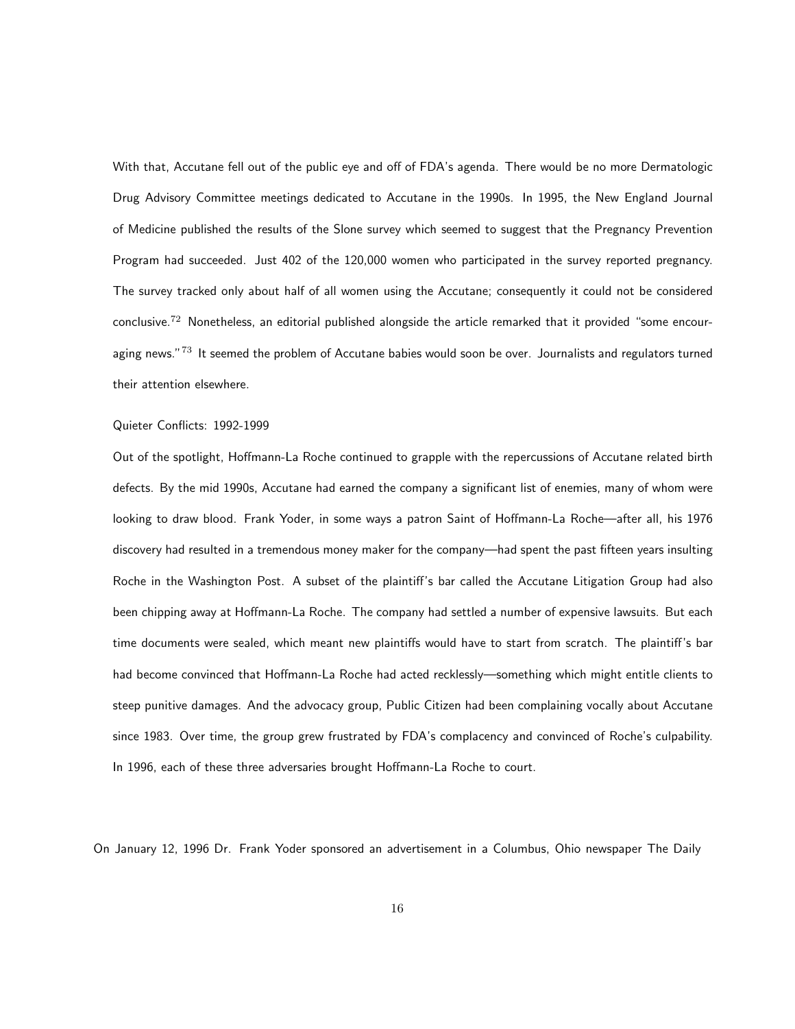With that, Accutane fell out of the public eye and off of FDA's agenda. There would be no more Dermatologic Drug Advisory Committee meetings dedicated to Accutane in the 1990s. In 1995, the New England Journal of Medicine published the results of the Slone survey which seemed to suggest that the Pregnancy Prevention Program had succeeded. Just 402 of the 120,000 women who participated in the survey reported pregnancy. The survey tracked only about half of all women using the Accutane; consequently it could not be considered conclusive.[72] Nonetheless, an editorial published alongside the article remarked that it provided "some encouraging news."[73] It seemed the problem of Accutane babies would soon be over. Journalists and regulators turned their attention elsewhere.

## Quieter Conflicts: 1992-1999

Out of the spotlight, Hoffmann-La Roche continued to grapple with the repercussions of Accutane related birth defects. By the mid 1990s, Accutane had earned the company a significant list of enemies, many of whom were looking to draw blood. Frank Yoder, in some ways a patron Saint of Hoffmann-La Roche—after all, his 1976 discovery had resulted in a tremendous money maker for the company—had spent the past fifteen years insulting Roche in the Washington Post. A subset of the plaintiff's bar called the Accutane Litigation Group had also been chipping away at Hoffmann-La Roche. The company had settled a number of expensive lawsuits. But each time documents were sealed, which meant new plaintiffs would have to start from scratch. The plaintiff's bar had become convinced that Hoffmann-La Roche had acted recklessly—something which might entitle clients to steep punitive damages. And the advocacy group, Public Citizen had been complaining vocally about Accutane since 1983. Over time, the group grew frustrated by FDA's complacency and convinced of Roche's culpability. In 1996, each of these three adversaries brought Hoffmann-La Roche to court.

On January 12, 1996 Dr. Frank Yoder sponsored an advertisement in a Columbus, Ohio newspaper The Daily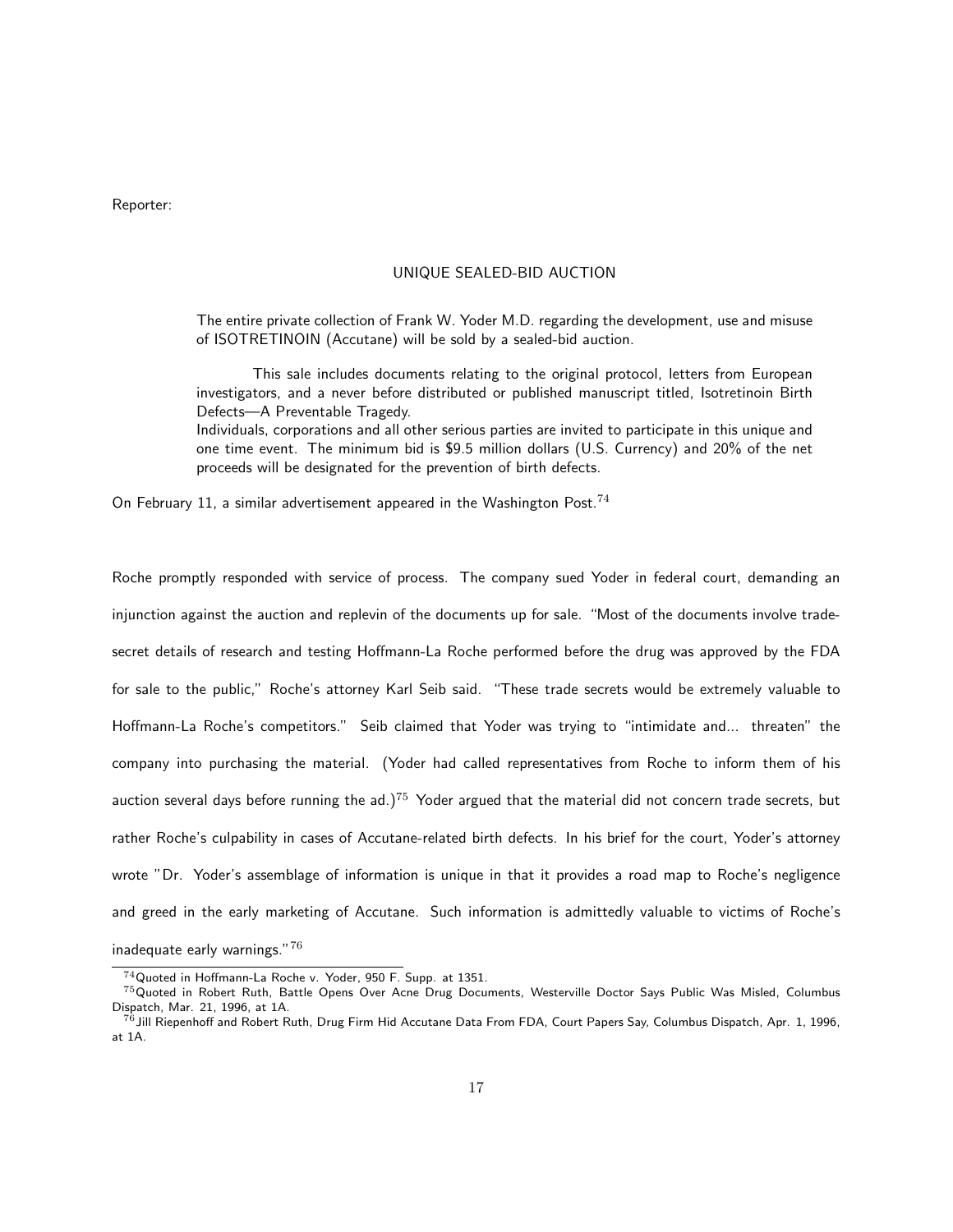Reporter:

> UNIQUE SEALED-BID AUCTION
>
> The entire private collection of Frank W. Yoder M.D. regarding the development, use and misuse of ISOTRETINOIN (Accutane) will be sold by a sealed-bid auction.
>
> This sale includes documents relating to the original protocol, letters from European investigators, and a never before distributed or published manuscript titled, Isotretinoin Birth Defects—A Preventable Tragedy.
> Individuals, corporations and all other serious parties are invited to participate in this unique and one time event. The minimum bid is $9.5 million dollars (U.S. Currency) and 20% of the net proceeds will be designated for the prevention of birth defects.

On February 11, a similar advertisement appeared in the Washington Post.[74]

Roche promptly responded with service of process. The company sued Yoder in federal court, demanding an injunction against the auction and replevin of the documents up for sale. "Most of the documents involve trade-secret details of research and testing Hoffmann-La Roche performed before the drug was approved by the FDA for sale to the public," Roche's attorney Karl Seib said. "These trade secrets would be extremely valuable to Hoffmann-La Roche's competitors." Seib claimed that Yoder was trying to "intimidate and... threaten" the company into purchasing the material. (Yoder had called representatives from Roche to inform them of his auction several days before running the ad.)[75] Yoder argued that the material did not concern trade secrets, but rather Roche's culpability in cases of Accutane-related birth defects. In his brief for the court, Yoder's attorney wrote "Dr. Yoder's assemblage of information is unique in that it provides a road map to Roche's negligence and greed in the early marketing of Accutane. Such information is admittedly valuable to victims of Roche's inadequate early warnings."[76]

---

[74] Quoted in Hoffmann-La Roche v. Yoder, 950 F. Supp. at 1351.

[75] Quoted in Robert Ruth, Battle Opens Over Acne Drug Documents, Westerville Doctor Says Public Was Misled, Columbus Dispatch, Mar. 21, 1996, at 1A.

[76] Jill Riepenhoff and Robert Ruth, Drug Firm Hid Accutane Data From FDA, Court Papers Say, Columbus Dispatch, Apr. 1, 1996, at 1A.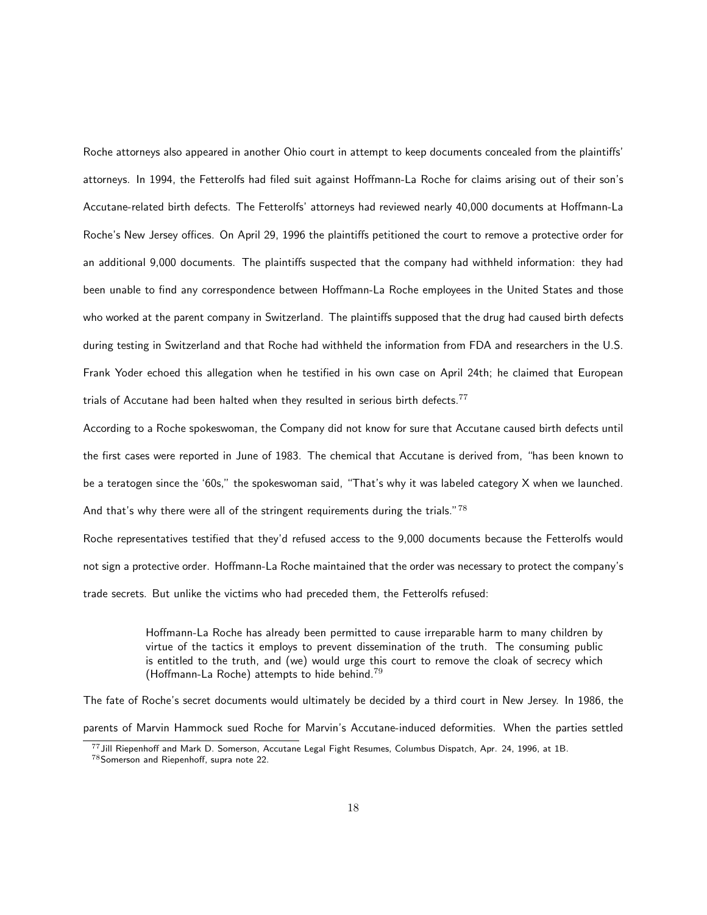Roche attorneys also appeared in another Ohio court in attempt to keep documents concealed from the plaintiffs' attorneys. In 1994, the Fetterolfs had filed suit against Hoffmann-La Roche for claims arising out of their son's Accutane-related birth defects. The Fetterolfs' attorneys had reviewed nearly 40,000 documents at Hoffmann-La Roche's New Jersey offices. On April 29, 1996 the plaintiffs petitioned the court to remove a protective order for an additional 9,000 documents. The plaintiffs suspected that the company had withheld information: they had been unable to find any correspondence between Hoffmann-La Roche employees in the United States and those who worked at the parent company in Switzerland. The plaintiffs supposed that the drug had caused birth defects during testing in Switzerland and that Roche had withheld the information from FDA and researchers in the U.S. Frank Yoder echoed this allegation when he testified in his own case on April 24th; he claimed that European trials of Accutane had been halted when they resulted in serious birth defects.[77]

According to a Roche spokeswoman, the Company did not know for sure that Accutane caused birth defects until the first cases were reported in June of 1983. The chemical that Accutane is derived from, "has been known to be a teratogen since the '60s," the spokeswoman said, "That's why it was labeled category X when we launched. And that's why there were all of the stringent requirements during the trials."[78]

Roche representatives testified that they'd refused access to the 9,000 documents because the Fetterolfs would not sign a protective order. Hoffmann-La Roche maintained that the order was necessary to protect the company's trade secrets. But unlike the victims who had preceded them, the Fetterolfs refused:

> Hoffmann-La Roche has already been permitted to cause irreparable harm to many children by virtue of the tactics it employs to prevent dissemination of the truth. The consuming public is entitled to the truth, and (we) would urge this court to remove the cloak of secrecy which (Hoffmann-La Roche) attempts to hide behind.[79]

The fate of Roche's secret documents would ultimately be decided by a third court in New Jersey. In 1986, the parents of Marvin Hammock sued Roche for Marvin's Accutane-induced deformities. When the parties settled

---

[77] Jill Riepenhoff and Mark D. Somerson, Accutane Legal Fight Resumes, Columbus Dispatch, Apr. 24, 1996, at 1B.

[78] Somerson and Riepenhoff, supra note 22.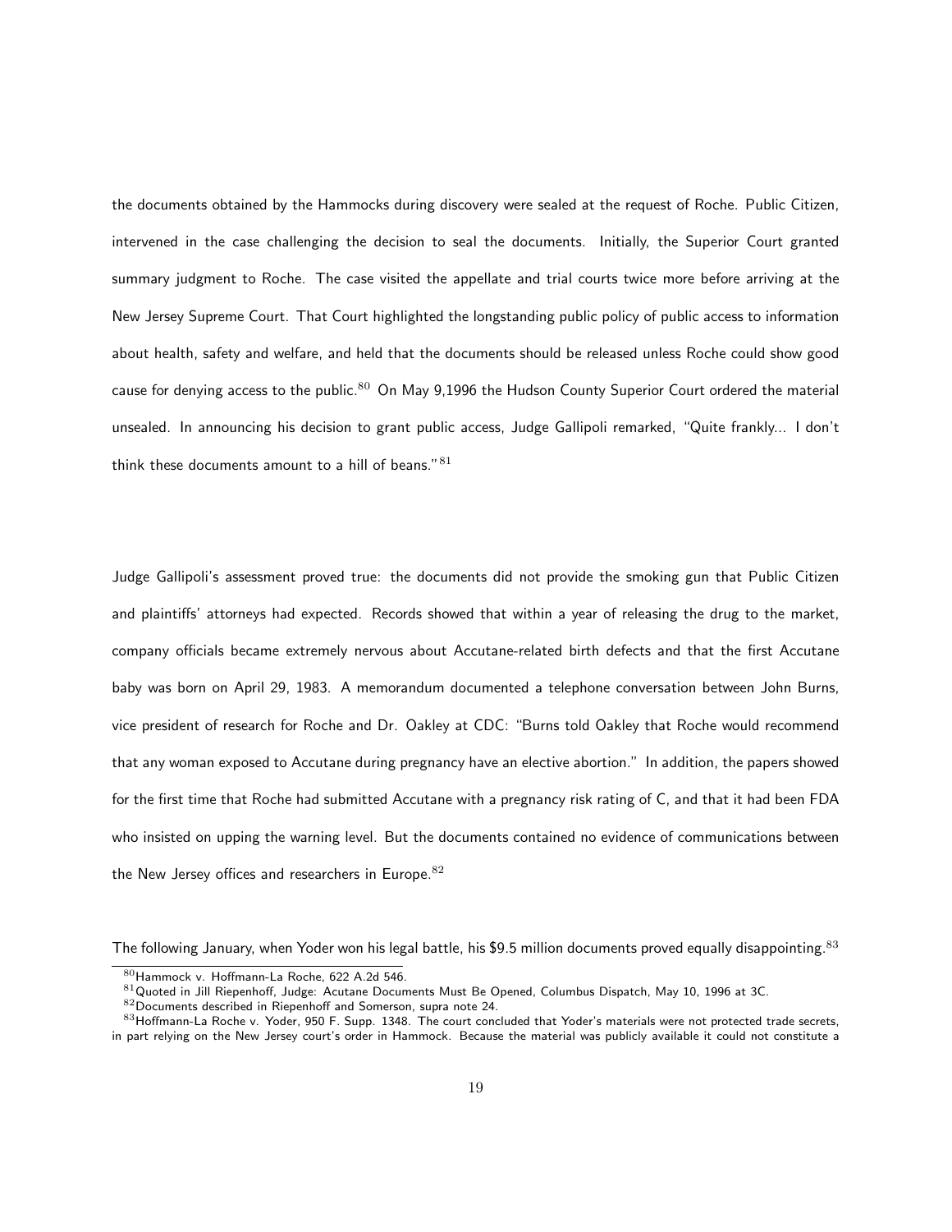the documents obtained by the Hammocks during discovery were sealed at the request of Roche. Public Citizen, intervened in the case challenging the decision to seal the documents. Initially, the Superior Court granted summary judgment to Roche. The case visited the appellate and trial courts twice more before arriving at the New Jersey Supreme Court. That Court highlighted the longstanding public policy of public access to information about health, safety and welfare, and held that the documents should be released unless Roche could show good cause for denying access to the public.[80] On May 9,1996 the Hudson County Superior Court ordered the material unsealed. In announcing his decision to grant public access, Judge Gallipoli remarked, "Quite frankly... I don't think these documents amount to a hill of beans."[81]

Judge Gallipoli's assessment proved true: the documents did not provide the smoking gun that Public Citizen and plaintiffs' attorneys had expected. Records showed that within a year of releasing the drug to the market, company officials became extremely nervous about Accutane-related birth defects and that the first Accutane baby was born on April 29, 1983. A memorandum documented a telephone conversation between John Burns, vice president of research for Roche and Dr. Oakley at CDC: "Burns told Oakley that Roche would recommend that any woman exposed to Accutane during pregnancy have an elective abortion." In addition, the papers showed for the first time that Roche had submitted Accutane with a pregnancy risk rating of C, and that it had been FDA who insisted on upping the warning level. But the documents contained no evidence of communications between the New Jersey offices and researchers in Europe.[82]

The following January, when Yoder won his legal battle, his $9.5 million documents proved equally disappointing.[83]

[80] Hammock v. Hoffmann-La Roche, 622 A.2d 546.

[81] Quoted in Jill Riepenhoff, Judge: Acutane Documents Must Be Opened, Columbus Dispatch, May 10, 1996 at 3C.

[82] Documents described in Riepenhoff and Somerson, supra note 24.

[83] Hoffmann-La Roche v. Yoder, 950 F. Supp. 1348. The court concluded that Yoder's materials were not protected trade secrets, in part relying on the New Jersey court's order in Hammock. Because the material was publicly available it could not constitute a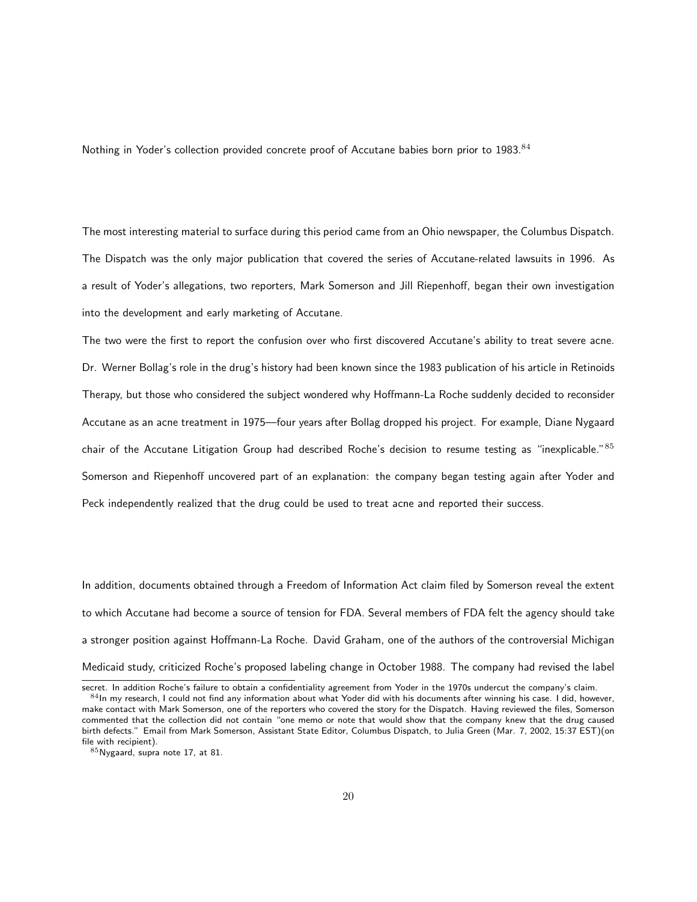Nothing in Yoder's collection provided concrete proof of Accutane babies born prior to 1983.[84]

The most interesting material to surface during this period came from an Ohio newspaper, the Columbus Dispatch. The Dispatch was the only major publication that covered the series of Accutane-related lawsuits in 1996. As a result of Yoder's allegations, two reporters, Mark Somerson and Jill Riepenhoff, began their own investigation into the development and early marketing of Accutane.

The two were the first to report the confusion over who first discovered Accutane's ability to treat severe acne. Dr. Werner Bollag's role in the drug's history had been known since the 1983 publication of his article in Retinoids Therapy, but those who considered the subject wondered why Hoffmann-La Roche suddenly decided to reconsider Accutane as an acne treatment in 1975—four years after Bollag dropped his project. For example, Diane Nygaard chair of the Accutane Litigation Group had described Roche's decision to resume testing as "inexplicable."[85] Somerson and Riepenhoff uncovered part of an explanation: the company began testing again after Yoder and Peck independently realized that the drug could be used to treat acne and reported their success.

In addition, documents obtained through a Freedom of Information Act claim filed by Somerson reveal the extent to which Accutane had become a source of tension for FDA. Several members of FDA felt the agency should take a stronger position against Hoffmann-La Roche. David Graham, one of the authors of the controversial Michigan Medicaid study, criticized Roche's proposed labeling change in October 1988. The company had revised the label

secret. In addition Roche's failure to obtain a confidentiality agreement from Yoder in the 1970s undercut the company's claim.

[84] In my research, I could not find any information about what Yoder did with his documents after winning his case. I did, however, make contact with Mark Somerson, one of the reporters who covered the story for the Dispatch. Having reviewed the files, Somerson commented that the collection did not contain "one memo or note that would show that the company knew that the drug caused birth defects." Email from Mark Somerson, Assistant State Editor, Columbus Dispatch, to Julia Green (Mar. 7, 2002, 15:37 EST)(on file with recipient).

[85] Nygaard, supra note 17, at 81.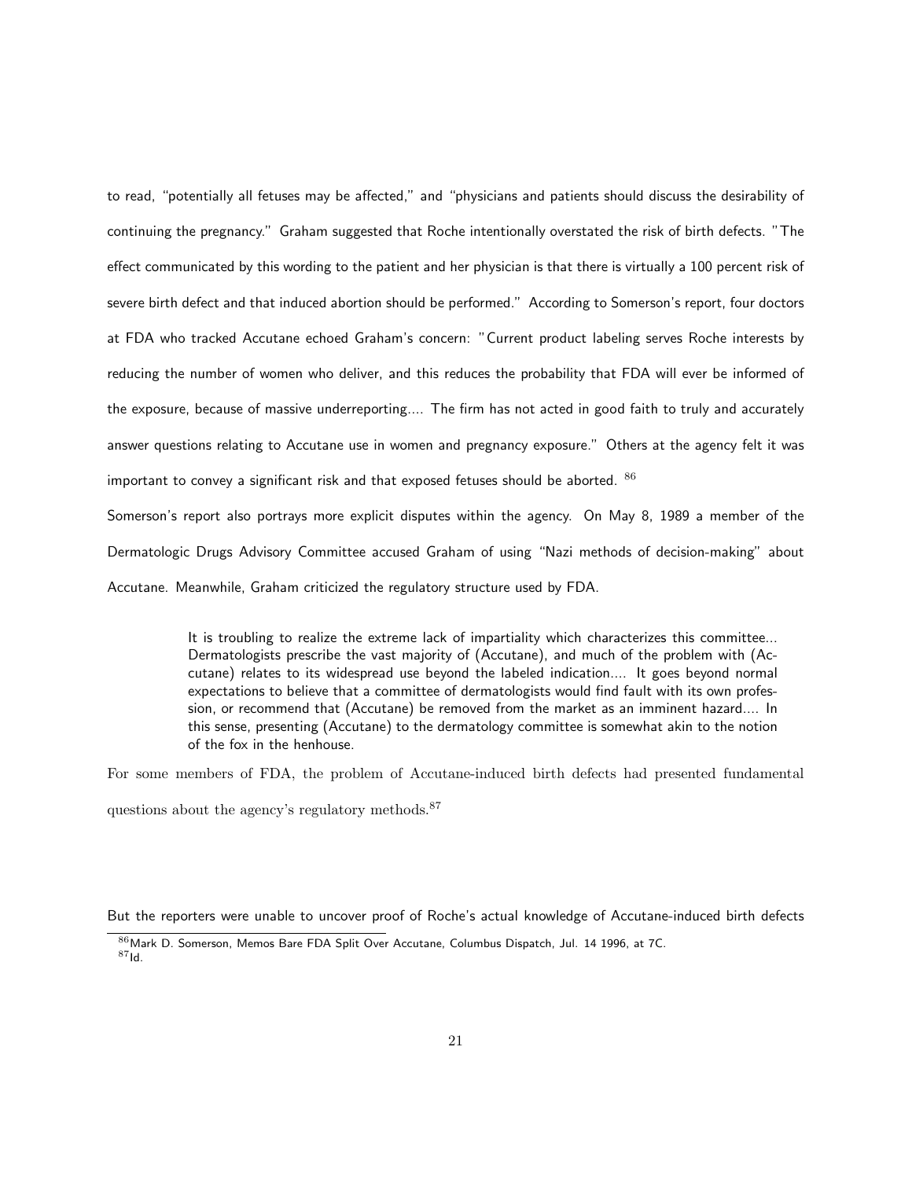to read, "potentially all fetuses may be affected," and "physicians and patients should discuss the desirability of continuing the pregnancy." Graham suggested that Roche intentionally overstated the risk of birth defects. "The effect communicated by this wording to the patient and her physician is that there is virtually a 100 percent risk of severe birth defect and that induced abortion should be performed." According to Somerson's report, four doctors at FDA who tracked Accutane echoed Graham's concern: "Current product labeling serves Roche interests by reducing the number of women who deliver, and this reduces the probability that FDA will ever be informed of the exposure, because of massive underreporting.... The firm has not acted in good faith to truly and accurately answer questions relating to Accutane use in women and pregnancy exposure." Others at the agency felt it was important to convey a significant risk and that exposed fetuses should be aborted. [86]

Somerson's report also portrays more explicit disputes within the agency. On May 8, 1989 a member of the Dermatologic Drugs Advisory Committee accused Graham of using "Nazi methods of decision-making" about Accutane. Meanwhile, Graham criticized the regulatory structure used by FDA.

> It is troubling to realize the extreme lack of impartiality which characterizes this committee... Dermatologists prescribe the vast majority of (Accutane), and much of the problem with (Accutane) relates to its widespread use beyond the labeled indication.... It goes beyond normal expectations to believe that a committee of dermatologists would find fault with its own profession, or recommend that (Accutane) be removed from the market as an imminent hazard.... In this sense, presenting (Accutane) to the dermatology committee is somewhat akin to the notion of the fox in the henhouse.

For some members of FDA, the problem of Accutane-induced birth defects had presented fundamental questions about the agency's regulatory methods.[87]

But the reporters were unable to uncover proof of Roche's actual knowledge of Accutane-induced birth defects

[86] Mark D. Somerson, Memos Bare FDA Split Over Accutane, Columbus Dispatch, Jul. 14 1996, at 7C.
[87] Id.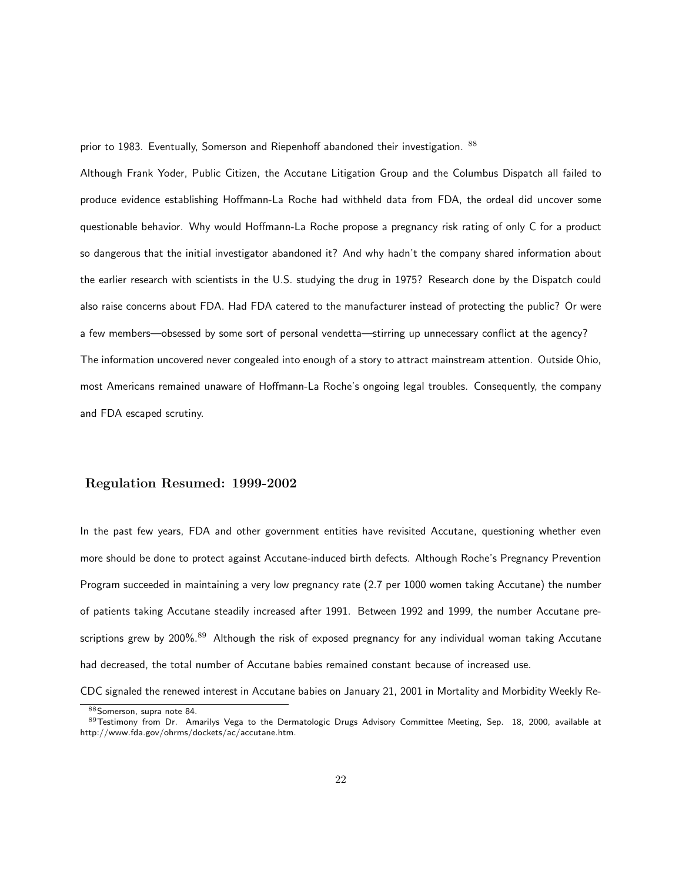prior to 1983. Eventually, Somerson and Riepenhoff abandoned their investigation. [88]

Although Frank Yoder, Public Citizen, the Accutane Litigation Group and the Columbus Dispatch all failed to produce evidence establishing Hoffmann-La Roche had withheld data from FDA, the ordeal did uncover some questionable behavior. Why would Hoffmann-La Roche propose a pregnancy risk rating of only C for a product so dangerous that the initial investigator abandoned it? And why hadn't the company shared information about the earlier research with scientists in the U.S. studying the drug in 1975? Research done by the Dispatch could also raise concerns about FDA. Had FDA catered to the manufacturer instead of protecting the public? Or were a few members—obsessed by some sort of personal vendetta—stirring up unnecessary conflict at the agency?

The information uncovered never congealed into enough of a story to attract mainstream attention. Outside Ohio, most Americans remained unaware of Hoffmann-La Roche's ongoing legal troubles. Consequently, the company and FDA escaped scrutiny.

## Regulation Resumed: 1999-2002

In the past few years, FDA and other government entities have revisited Accutane, questioning whether even more should be done to protect against Accutane-induced birth defects. Although Roche's Pregnancy Prevention Program succeeded in maintaining a very low pregnancy rate (2.7 per 1000 women taking Accutane) the number of patients taking Accutane steadily increased after 1991. Between 1992 and 1999, the number Accutane prescriptions grew by 200%.[89] Although the risk of exposed pregnancy for any individual woman taking Accutane had decreased, the total number of Accutane babies remained constant because of increased use.

CDC signaled the renewed interest in Accutane babies on January 21, 2001 in Mortality and Morbidity Weekly Re-

[88] Somerson, supra note 84.

[89] Testimony from Dr. Amarilys Vega to the Dermatologic Drugs Advisory Committee Meeting, Sep. 18, 2000, available at http://www.fda.gov/ohrms/dockets/ac/accutane.htm.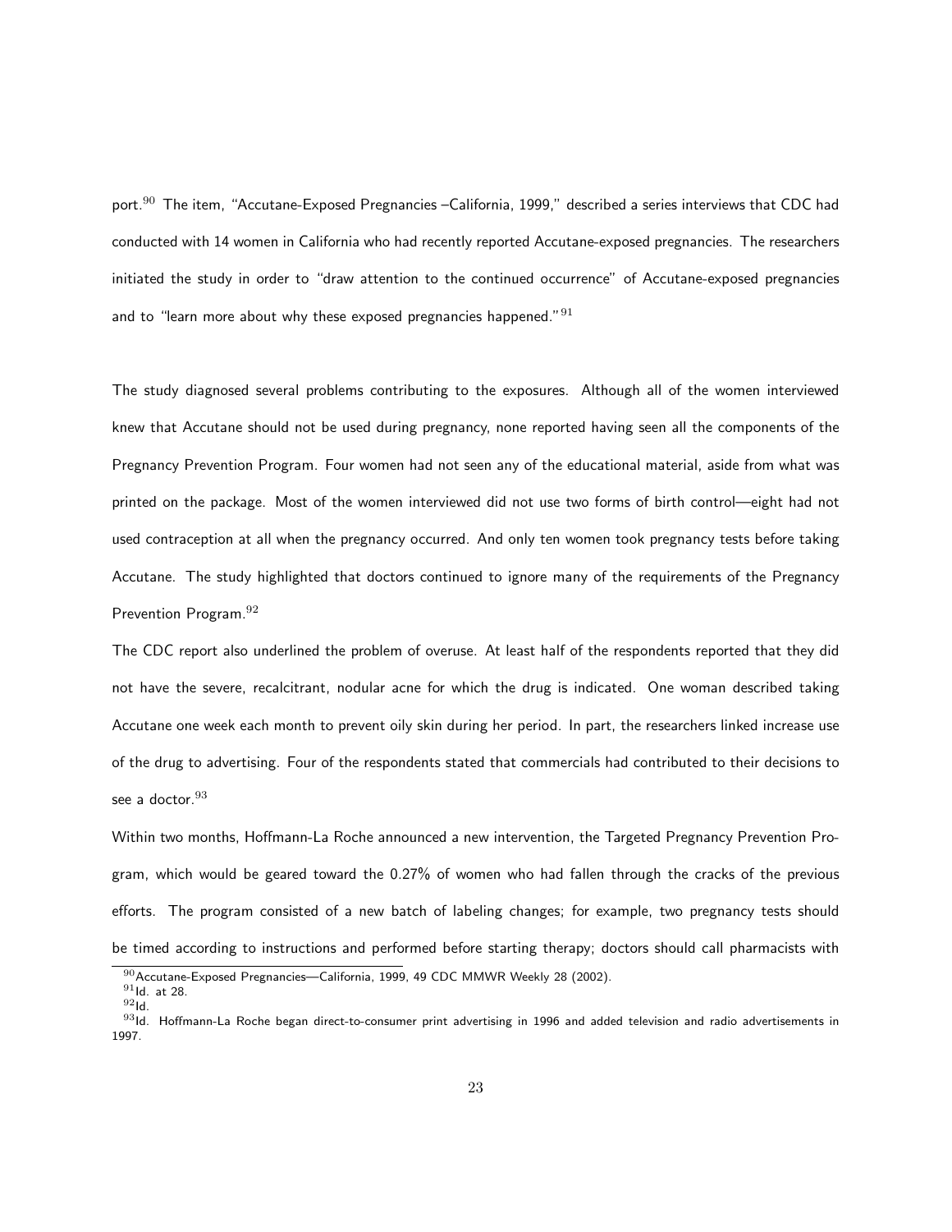port.[90] The item, "Accutane-Exposed Pregnancies –California, 1999," described a series interviews that CDC had conducted with 14 women in California who had recently reported Accutane-exposed pregnancies. The researchers initiated the study in order to "draw attention to the continued occurrence" of Accutane-exposed pregnancies and to "learn more about why these exposed pregnancies happened."[91]

The study diagnosed several problems contributing to the exposures. Although all of the women interviewed knew that Accutane should not be used during pregnancy, none reported having seen all the components of the Pregnancy Prevention Program. Four women had not seen any of the educational material, aside from what was printed on the package. Most of the women interviewed did not use two forms of birth control—eight had not used contraception at all when the pregnancy occurred. And only ten women took pregnancy tests before taking Accutane. The study highlighted that doctors continued to ignore many of the requirements of the Pregnancy Prevention Program.[92]

The CDC report also underlined the problem of overuse. At least half of the respondents reported that they did not have the severe, recalcitrant, nodular acne for which the drug is indicated. One woman described taking Accutane one week each month to prevent oily skin during her period. In part, the researchers linked increase use of the drug to advertising. Four of the respondents stated that commercials had contributed to their decisions to see a doctor.[93]

Within two months, Hoffmann-La Roche announced a new intervention, the Targeted Pregnancy Prevention Program, which would be geared toward the 0.27% of women who had fallen through the cracks of the previous efforts. The program consisted of a new batch of labeling changes; for example, two pregnancy tests should be timed according to instructions and performed before starting therapy; doctors should call pharmacists with

[90] Accutane-Exposed Pregnancies—California, 1999, 49 CDC MMWR Weekly 28 (2002).

[91] Id. at 28.

[92] Id.

[93] Id. Hoffmann-La Roche began direct-to-consumer print advertising in 1996 and added television and radio advertisements in 1997.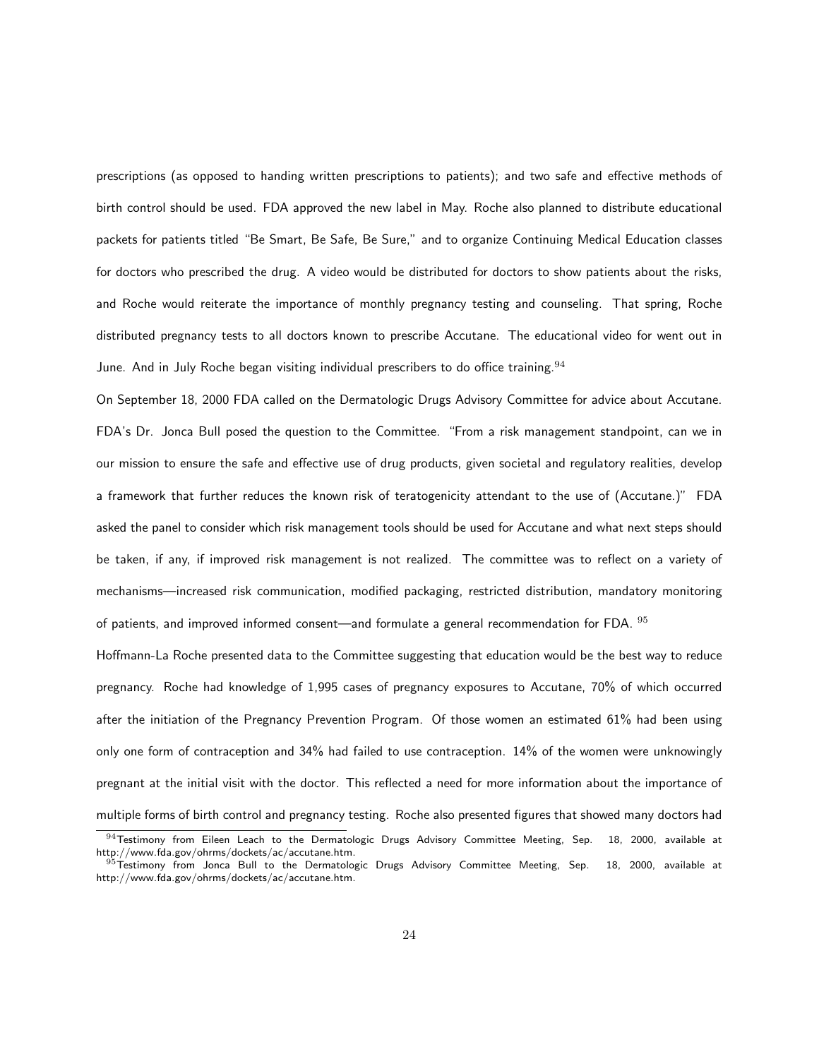prescriptions (as opposed to handing written prescriptions to patients); and two safe and effective methods of birth control should be used. FDA approved the new label in May. Roche also planned to distribute educational packets for patients titled "Be Smart, Be Safe, Be Sure," and to organize Continuing Medical Education classes for doctors who prescribed the drug. A video would be distributed for doctors to show patients about the risks, and Roche would reiterate the importance of monthly pregnancy testing and counseling. That spring, Roche distributed pregnancy tests to all doctors known to prescribe Accutane. The educational video for went out in June. And in July Roche began visiting individual prescribers to do office training.[94]

On September 18, 2000 FDA called on the Dermatologic Drugs Advisory Committee for advice about Accutane. FDA's Dr. Jonca Bull posed the question to the Committee. "From a risk management standpoint, can we in our mission to ensure the safe and effective use of drug products, given societal and regulatory realities, develop a framework that further reduces the known risk of teratogenicity attendant to the use of (Accutane.)" FDA asked the panel to consider which risk management tools should be used for Accutane and what next steps should be taken, if any, if improved risk management is not realized. The committee was to reflect on a variety of mechanisms—increased risk communication, modified packaging, restricted distribution, mandatory monitoring of patients, and improved informed consent—and formulate a general recommendation for FDA. [95]

Hoffmann-La Roche presented data to the Committee suggesting that education would be the best way to reduce pregnancy. Roche had knowledge of 1,995 cases of pregnancy exposures to Accutane, 70% of which occurred after the initiation of the Pregnancy Prevention Program. Of those women an estimated 61% had been using only one form of contraception and 34% had failed to use contraception. 14% of the women were unknowingly pregnant at the initial visit with the doctor. This reflected a need for more information about the importance of multiple forms of birth control and pregnancy testing. Roche also presented figures that showed many doctors had

[94] Testimony from Eileen Leach to the Dermatologic Drugs Advisory Committee Meeting, Sep. 18, 2000, available at http://www.fda.gov/ohrms/dockets/ac/accutane.htm.

[95] Testimony from Jonca Bull to the Dermatologic Drugs Advisory Committee Meeting, Sep. 18, 2000, available at http://www.fda.gov/ohrms/dockets/ac/accutane.htm.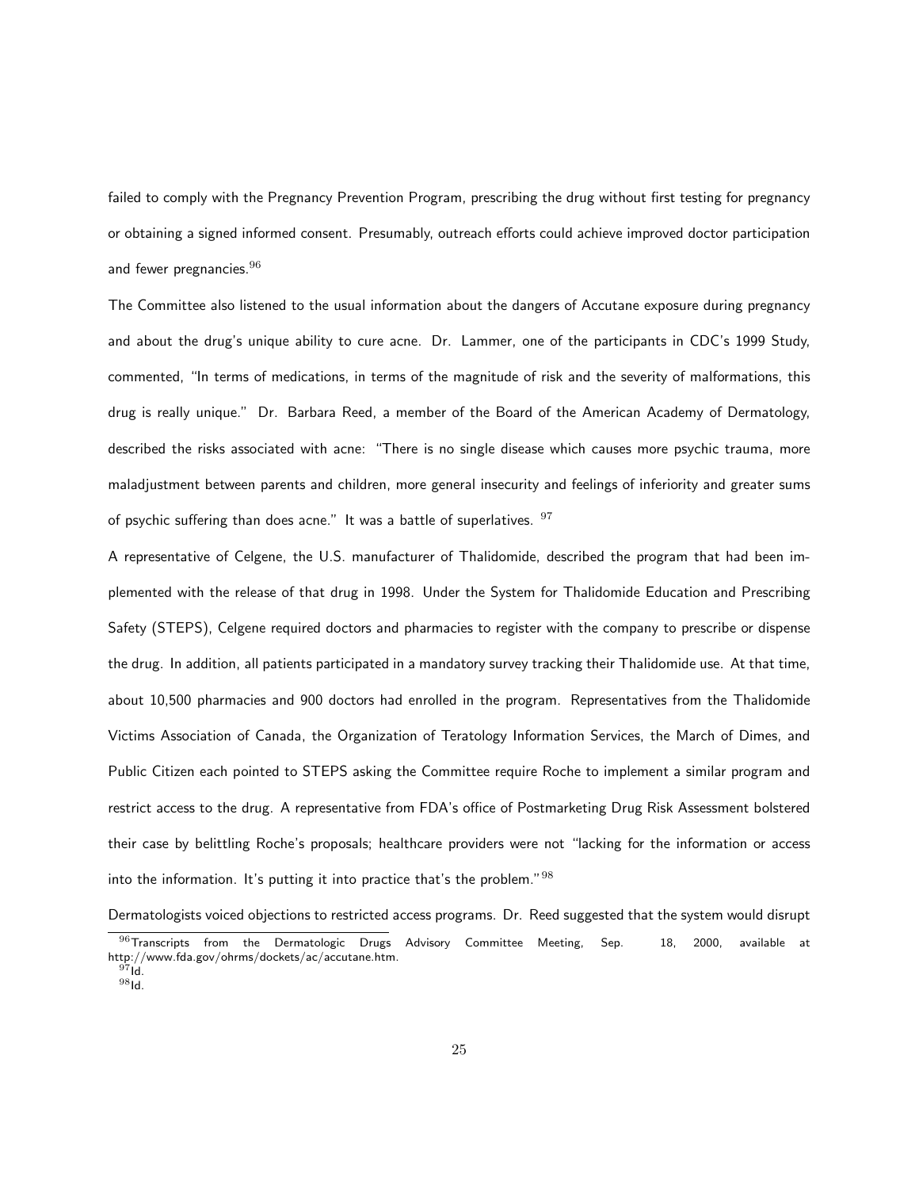failed to comply with the Pregnancy Prevention Program, prescribing the drug without first testing for pregnancy or obtaining a signed informed consent. Presumably, outreach efforts could achieve improved doctor participation and fewer pregnancies.[96]

The Committee also listened to the usual information about the dangers of Accutane exposure during pregnancy and about the drug's unique ability to cure acne. Dr. Lammer, one of the participants in CDC's 1999 Study, commented, "In terms of medications, in terms of the magnitude of risk and the severity of malformations, this drug is really unique." Dr. Barbara Reed, a member of the Board of the American Academy of Dermatology, described the risks associated with acne: "There is no single disease which causes more psychic trauma, more maladjustment between parents and children, more general insecurity and feelings of inferiority and greater sums of psychic suffering than does acne." It was a battle of superlatives. [97]

A representative of Celgene, the U.S. manufacturer of Thalidomide, described the program that had been implemented with the release of that drug in 1998. Under the System for Thalidomide Education and Prescribing Safety (STEPS), Celgene required doctors and pharmacies to register with the company to prescribe or dispense the drug. In addition, all patients participated in a mandatory survey tracking their Thalidomide use. At that time, about 10,500 pharmacies and 900 doctors had enrolled in the program. Representatives from the Thalidomide Victims Association of Canada, the Organization of Teratology Information Services, the March of Dimes, and Public Citizen each pointed to STEPS asking the Committee require Roche to implement a similar program and restrict access to the drug. A representative from FDA's office of Postmarketing Drug Risk Assessment bolstered their case by belittling Roche's proposals; healthcare providers were not "lacking for the information or access into the information. It's putting it into practice that's the problem."[98]

Dermatologists voiced objections to restricted access programs. Dr. Reed suggested that the system would disrupt

[96] Transcripts from the Dermatologic Drugs Advisory Committee Meeting, Sep. 18, 2000, available at http://www.fda.gov/ohrms/dockets/ac/accutane.htm.

[97] Id.

[98] Id.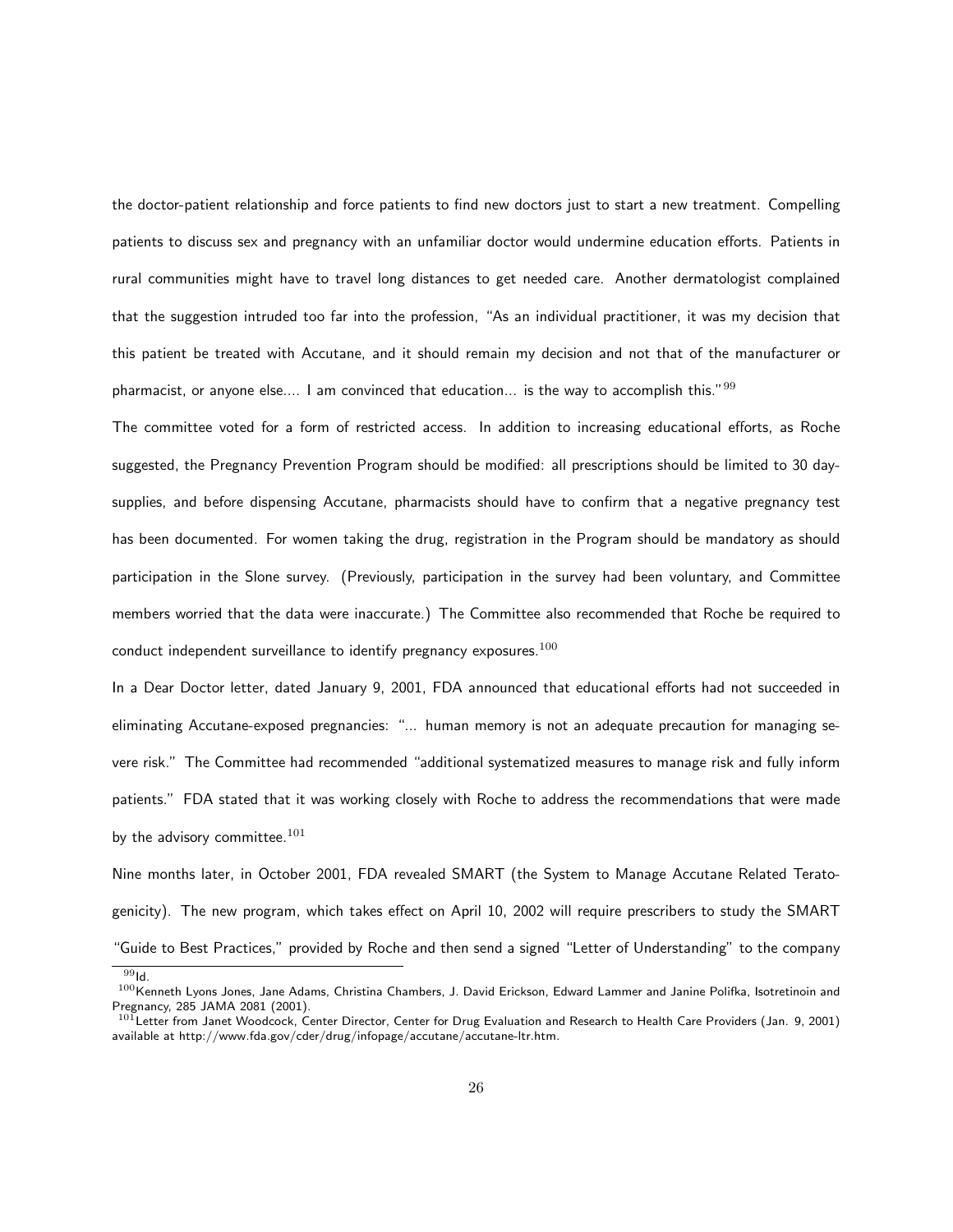the doctor-patient relationship and force patients to find new doctors just to start a new treatment. Compelling patients to discuss sex and pregnancy with an unfamiliar doctor would undermine education efforts. Patients in rural communities might have to travel long distances to get needed care. Another dermatologist complained that the suggestion intruded too far into the profession, "As an individual practitioner, it was my decision that this patient be treated with Accutane, and it should remain my decision and not that of the manufacturer or pharmacist, or anyone else.... I am convinced that education... is the way to accomplish this."[99]

The committee voted for a form of restricted access. In addition to increasing educational efforts, as Roche suggested, the Pregnancy Prevention Program should be modified: all prescriptions should be limited to 30 day-supplies, and before dispensing Accutane, pharmacists should have to confirm that a negative pregnancy test has been documented. For women taking the drug, registration in the Program should be mandatory as should participation in the Slone survey. (Previously, participation in the survey had been voluntary, and Committee members worried that the data were inaccurate.) The Committee also recommended that Roche be required to conduct independent surveillance to identify pregnancy exposures.[100]

In a Dear Doctor letter, dated January 9, 2001, FDA announced that educational efforts had not succeeded in eliminating Accutane-exposed pregnancies: "... human memory is not an adequate precaution for managing severe risk." The Committee had recommended "additional systematized measures to manage risk and fully inform patients." FDA stated that it was working closely with Roche to address the recommendations that were made by the advisory committee.[101]

Nine months later, in October 2001, FDA revealed SMART (the System to Manage Accutane Related Teratogenicity). The new program, which takes effect on April 10, 2002 will require prescribers to study the SMART "Guide to Best Practices," provided by Roche and then send a signed "Letter of Understanding" to the company

---

[99] Id.

[100] Kenneth Lyons Jones, Jane Adams, Christina Chambers, J. David Erickson, Edward Lammer and Janine Polifka, Isotretinoin and Pregnancy, 285 JAMA 2081 (2001).

[101] Letter from Janet Woodcock, Center Director, Center for Drug Evaluation and Research to Health Care Providers (Jan. 9, 2001) available at http://www.fda.gov/cder/drug/infopage/accutane/accutane-ltr.htm.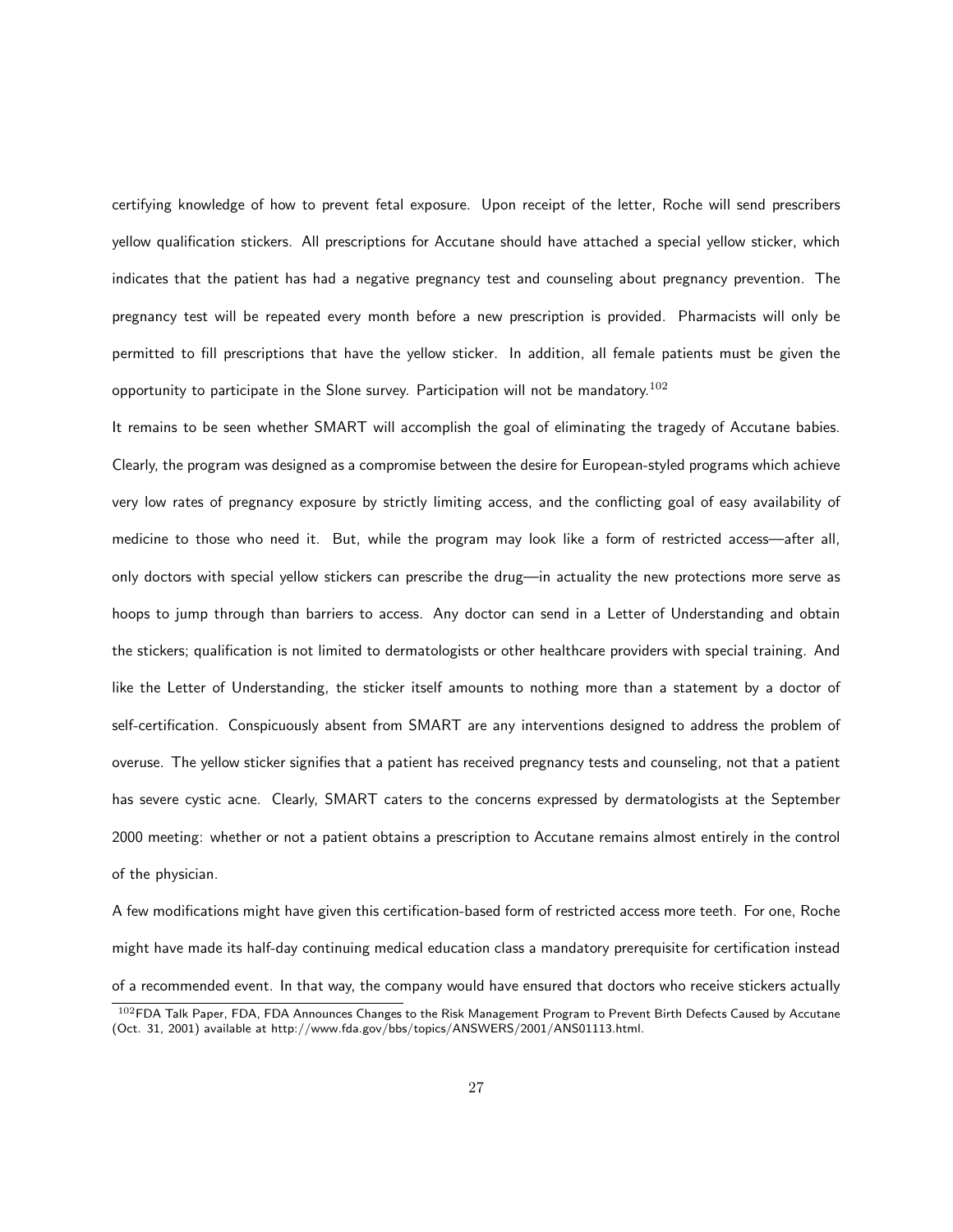certifying knowledge of how to prevent fetal exposure. Upon receipt of the letter, Roche will send prescribers yellow qualification stickers. All prescriptions for Accutane should have attached a special yellow sticker, which indicates that the patient has had a negative pregnancy test and counseling about pregnancy prevention. The pregnancy test will be repeated every month before a new prescription is provided. Pharmacists will only be permitted to fill prescriptions that have the yellow sticker. In addition, all female patients must be given the opportunity to participate in the Slone survey. Participation will not be mandatory.[102]

It remains to be seen whether SMART will accomplish the goal of eliminating the tragedy of Accutane babies. Clearly, the program was designed as a compromise between the desire for European-styled programs which achieve very low rates of pregnancy exposure by strictly limiting access, and the conflicting goal of easy availability of medicine to those who need it. But, while the program may look like a form of restricted access—after all, only doctors with special yellow stickers can prescribe the drug—in actuality the new protections more serve as hoops to jump through than barriers to access. Any doctor can send in a Letter of Understanding and obtain the stickers; qualification is not limited to dermatologists or other healthcare providers with special training. And like the Letter of Understanding, the sticker itself amounts to nothing more than a statement by a doctor of self-certification. Conspicuously absent from SMART are any interventions designed to address the problem of overuse. The yellow sticker signifies that a patient has received pregnancy tests and counseling, not that a patient has severe cystic acne. Clearly, SMART caters to the concerns expressed by dermatologists at the September 2000 meeting: whether or not a patient obtains a prescription to Accutane remains almost entirely in the control of the physician.

A few modifications might have given this certification-based form of restricted access more teeth. For one, Roche might have made its half-day continuing medical education class a mandatory prerequisite for certification instead of a recommended event. In that way, the company would have ensured that doctors who receive stickers actually

[102] FDA Talk Paper, FDA, FDA Announces Changes to the Risk Management Program to Prevent Birth Defects Caused by Accutane (Oct. 31, 2001) available at http://www.fda.gov/bbs/topics/ANSWERS/2001/ANS01113.html.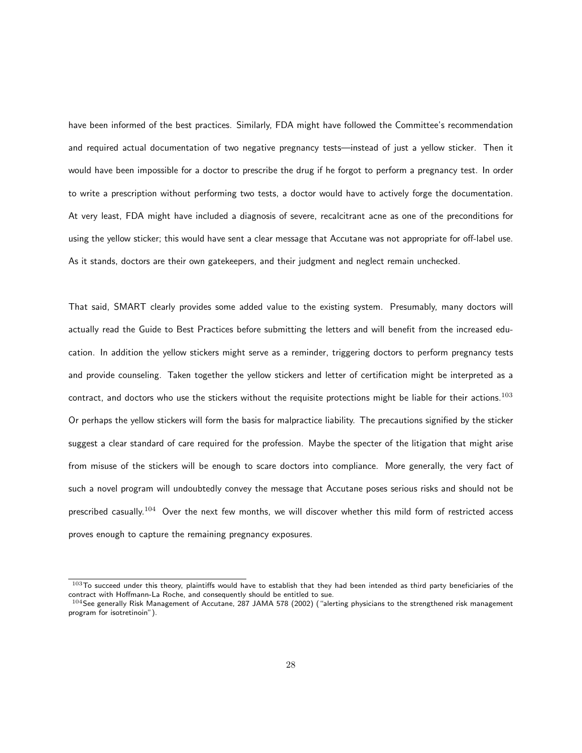have been informed of the best practices. Similarly, FDA might have followed the Committee's recommendation and required actual documentation of two negative pregnancy tests—instead of just a yellow sticker. Then it would have been impossible for a doctor to prescribe the drug if he forgot to perform a pregnancy test. In order to write a prescription without performing two tests, a doctor would have to actively forge the documentation. At very least, FDA might have included a diagnosis of severe, recalcitrant acne as one of the preconditions for using the yellow sticker; this would have sent a clear message that Accutane was not appropriate for off-label use. As it stands, doctors are their own gatekeepers, and their judgment and neglect remain unchecked.

That said, SMART clearly provides some added value to the existing system. Presumably, many doctors will actually read the Guide to Best Practices before submitting the letters and will benefit from the increased education. In addition the yellow stickers might serve as a reminder, triggering doctors to perform pregnancy tests and provide counseling. Taken together the yellow stickers and letter of certification might be interpreted as a contract, and doctors who use the stickers without the requisite protections might be liable for their actions.[103] Or perhaps the yellow stickers will form the basis for malpractice liability. The precautions signified by the sticker suggest a clear standard of care required for the profession. Maybe the specter of the litigation that might arise from misuse of the stickers will be enough to scare doctors into compliance. More generally, the very fact of such a novel program will undoubtedly convey the message that Accutane poses serious risks and should not be prescribed casually.[104] Over the next few months, we will discover whether this mild form of restricted access proves enough to capture the remaining pregnancy exposures.

---

[103] To succeed under this theory, plaintiffs would have to establish that they had been intended as third party beneficiaries of the contract with Hoffmann-La Roche, and consequently should be entitled to sue.

[104] See generally Risk Management of Accutane, 287 JAMA 578 (2002) ("alerting physicians to the strengthened risk management program for isotretinoin").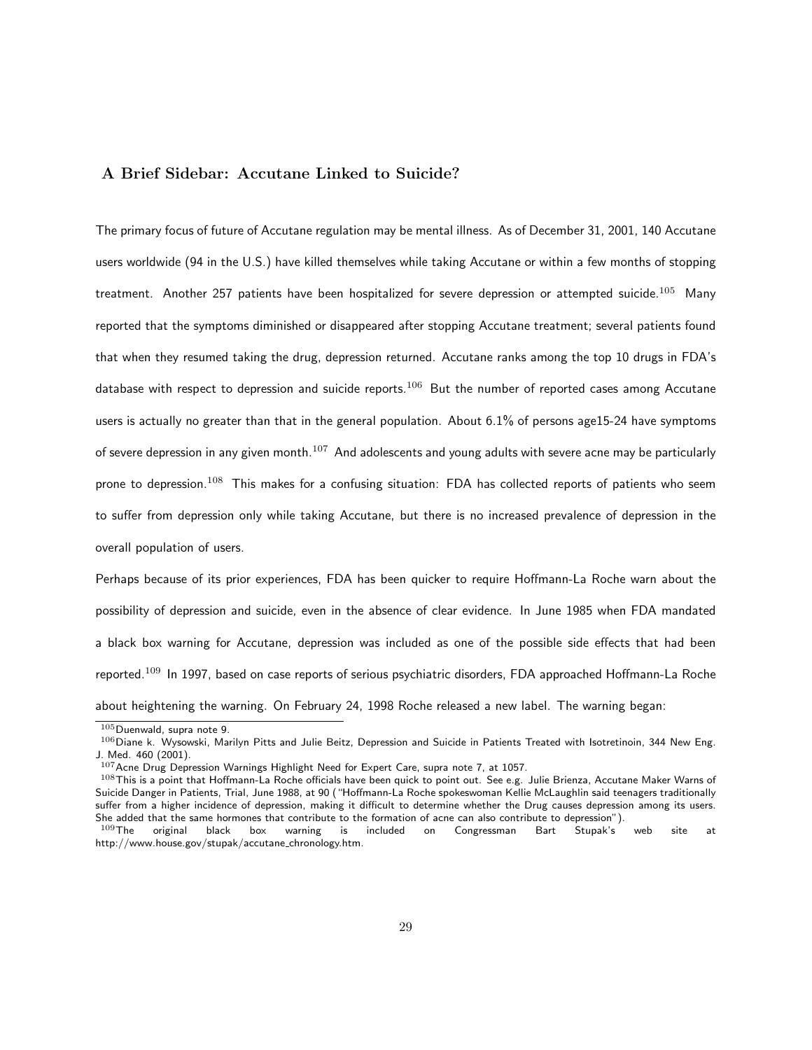### A Brief Sidebar: Accutane Linked to Suicide?

The primary focus of future of Accutane regulation may be mental illness. As of December 31, 2001, 140 Accutane users worldwide (94 in the U.S.) have killed themselves while taking Accutane or within a few months of stopping treatment. Another 257 patients have been hospitalized for severe depression or attempted suicide.[105] Many reported that the symptoms diminished or disappeared after stopping Accutane treatment; several patients found that when they resumed taking the drug, depression returned. Accutane ranks among the top 10 drugs in FDA's database with respect to depression and suicide reports.[106] But the number of reported cases among Accutane users is actually no greater than that in the general population. About 6.1% of persons age15-24 have symptoms of severe depression in any given month.[107] And adolescents and young adults with severe acne may be particularly prone to depression.[108] This makes for a confusing situation: FDA has collected reports of patients who seem to suffer from depression only while taking Accutane, but there is no increased prevalence of depression in the overall population of users.

Perhaps because of its prior experiences, FDA has been quicker to require Hoffmann-La Roche warn about the possibility of depression and suicide, even in the absence of clear evidence. In June 1985 when FDA mandated a black box warning for Accutane, depression was included as one of the possible side effects that had been reported.[109] In 1997, based on case reports of serious psychiatric disorders, FDA approached Hoffmann-La Roche about heightening the warning. On February 24, 1998 Roche released a new label. The warning began:

---

[105] Duenwald, supra note 9.

[106] Diane k. Wysowski, Marilyn Pitts and Julie Beitz, Depression and Suicide in Patients Treated with Isotretinoin, 344 New Eng. J. Med. 460 (2001).

[107] Acne Drug Depression Warnings Highlight Need for Expert Care, supra note 7, at 1057.

[108] This is a point that Hoffmann-La Roche officials have been quick to point out. See e.g. Julie Brienza, Accutane Maker Warns of Suicide Danger in Patients, Trial, June 1988, at 90 ("Hoffmann-La Roche spokeswoman Kellie McLaughlin said teenagers traditionally suffer from a higher incidence of depression, making it difficult to determine whether the Drug causes depression among its users. She added that the same hormones that contribute to the formation of acne can also contribute to depression").

[109] The original black box warning is included on Congressman Bart Stupak's web site at http://www.house.gov/stupak/accutane_chronology.htm.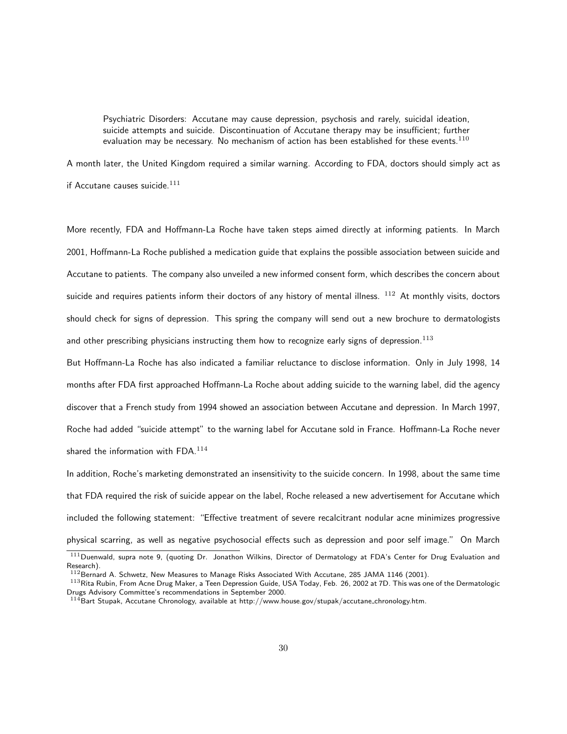> Psychiatric Disorders: Accutane may cause depression, psychosis and rarely, suicidal ideation, suicide attempts and suicide. Discontinuation of Accutane therapy may be insufficient; further evaluation may be necessary. No mechanism of action has been established for these events.[110]

A month later, the United Kingdom required a similar warning. According to FDA, doctors should simply act as if Accutane causes suicide.[111]

More recently, FDA and Hoffmann-La Roche have taken steps aimed directly at informing patients. In March 2001, Hoffmann-La Roche published a medication guide that explains the possible association between suicide and Accutane to patients. The company also unveiled a new informed consent form, which describes the concern about suicide and requires patients inform their doctors of any history of mental illness. [112] At monthly visits, doctors should check for signs of depression. This spring the company will send out a new brochure to dermatologists and other prescribing physicians instructing them how to recognize early signs of depression.[113]

But Hoffmann-La Roche has also indicated a familiar reluctance to disclose information. Only in July 1998, 14 months after FDA first approached Hoffmann-La Roche about adding suicide to the warning label, did the agency discover that a French study from 1994 showed an association between Accutane and depression. In March 1997, Roche had added "suicide attempt" to the warning label for Accutane sold in France. Hoffmann-La Roche never shared the information with FDA.[114]

In addition, Roche's marketing demonstrated an insensitivity to the suicide concern. In 1998, about the same time that FDA required the risk of suicide appear on the label, Roche released a new advertisement for Accutane which included the following statement: "Effective treatment of severe recalcitrant nodular acne minimizes progressive physical scarring, as well as negative psychosocial effects such as depression and poor self image." On March

---

[111] Duenwald, supra note 9, (quoting Dr. Jonathon Wilkins, Director of Dermatology at FDA's Center for Drug Evaluation and Research).

[112] Bernard A. Schwetz, New Measures to Manage Risks Associated With Accutane, 285 JAMA 1146 (2001).

[113] Rita Rubin, From Acne Drug Maker, a Teen Depression Guide, USA Today, Feb. 26, 2002 at 7D. This was one of the Dermatologic Drugs Advisory Committee's recommendations in September 2000.

[114] Bart Stupak, Accutane Chronology, available at http://www.house.gov/stupak/accutane_chronology.htm.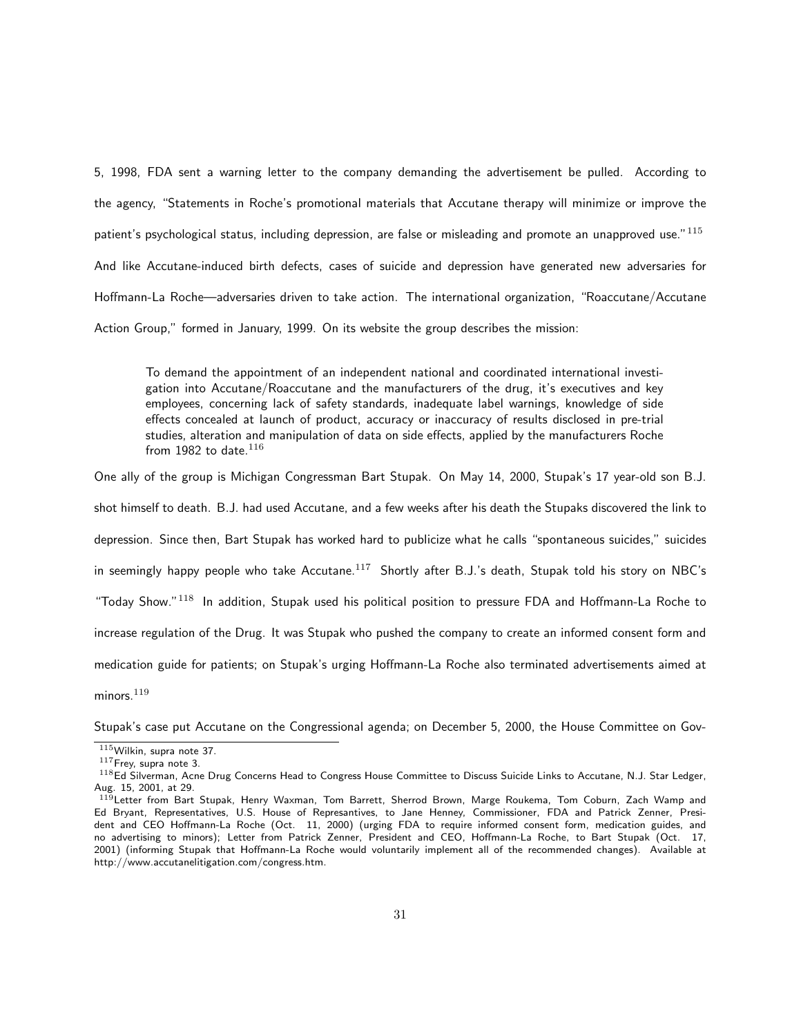5, 1998, FDA sent a warning letter to the company demanding the advertisement be pulled. According to the agency, "Statements in Roche's promotional materials that Accutane therapy will minimize or improve the patient's psychological status, including depression, are false or misleading and promote an unapproved use."[115] And like Accutane-induced birth defects, cases of suicide and depression have generated new adversaries for Hoffmann-La Roche—adversaries driven to take action. The international organization, "Roaccutane/Accutane Action Group," formed in January, 1999. On its website the group describes the mission:

> To demand the appointment of an independent national and coordinated international investigation into Accutane/Roaccutane and the manufacturers of the drug, it's executives and key employees, concerning lack of safety standards, inadequate label warnings, knowledge of side effects concealed at launch of product, accuracy or inaccuracy of results disclosed in pre-trial studies, alteration and manipulation of data on side effects, applied by the manufacturers Roche from 1982 to date.[116]

One ally of the group is Michigan Congressman Bart Stupak. On May 14, 2000, Stupak's 17 year-old son B.J. shot himself to death. B.J. had used Accutane, and a few weeks after his death the Stupaks discovered the link to depression. Since then, Bart Stupak has worked hard to publicize what he calls "spontaneous suicides," suicides in seemingly happy people who take Accutane.[117] Shortly after B.J.'s death, Stupak told his story on NBC's "Today Show."[118] In addition, Stupak used his political position to pressure FDA and Hoffmann-La Roche to increase regulation of the Drug. It was Stupak who pushed the company to create an informed consent form and medication guide for patients; on Stupak's urging Hoffmann-La Roche also terminated advertisements aimed at minors.[119]

Stupak's case put Accutane on the Congressional agenda; on December 5, 2000, the House Committee on Gov-

---

[115] Wilkin, supra note 37.

[117] Frey, supra note 3.

[118] Ed Silverman, Acne Drug Concerns Head to Congress House Committee to Discuss Suicide Links to Accutane, N.J. Star Ledger, Aug. 15, 2001, at 29.

[119] Letter from Bart Stupak, Henry Waxman, Tom Barrett, Sherrod Brown, Marge Roukema, Tom Coburn, Zach Wamp and Ed Bryant, Representatives, U.S. House of Represantives, to Jane Henney, Commissioner, FDA and Patrick Zenner, President and CEO Hoffmann-La Roche (Oct. 11, 2000) (urging FDA to require informed consent form, medication guides, and no advertising to minors); Letter from Patrick Zenner, President and CEO, Hoffmann-La Roche, to Bart Stupak (Oct. 17, 2001) (informing Stupak that Hoffmann-La Roche would voluntarily implement all of the recommended changes). Available at http://www.accutanelitigation.com/congress.htm.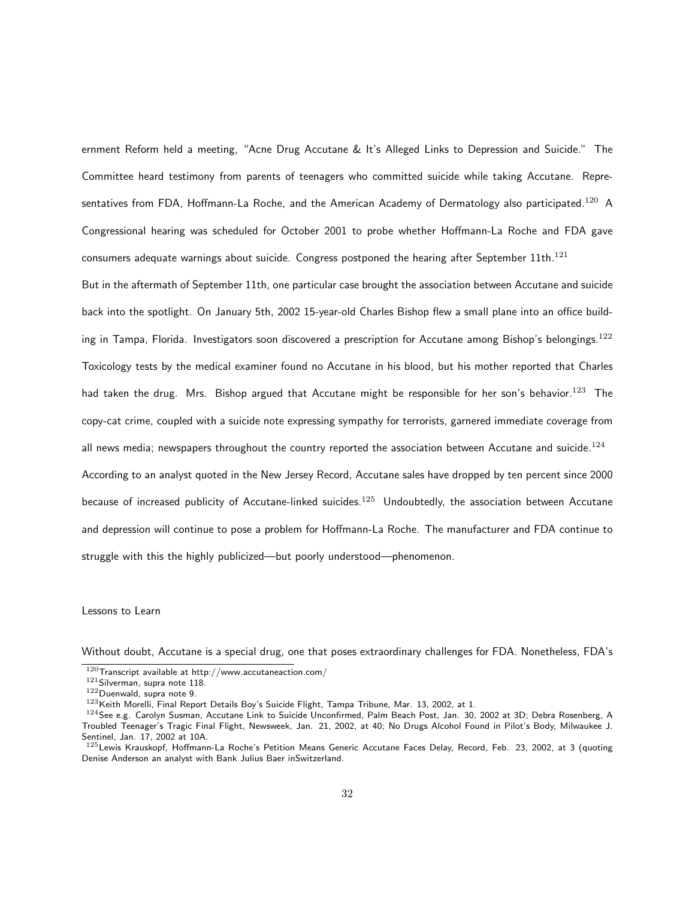ernment Reform held a meeting, "Acne Drug Accutane & It's Alleged Links to Depression and Suicide." The Committee heard testimony from parents of teenagers who committed suicide while taking Accutane. Representatives from FDA, Hoffmann-La Roche, and the American Academy of Dermatology also participated.[120] A Congressional hearing was scheduled for October 2001 to probe whether Hoffmann-La Roche and FDA gave consumers adequate warnings about suicide. Congress postponed the hearing after September 11th.[121]

But in the aftermath of September 11th, one particular case brought the association between Accutane and suicide back into the spotlight. On January 5th, 2002 15-year-old Charles Bishop flew a small plane into an office building in Tampa, Florida. Investigators soon discovered a prescription for Accutane among Bishop's belongings.[122] Toxicology tests by the medical examiner found no Accutane in his blood, but his mother reported that Charles had taken the drug. Mrs. Bishop argued that Accutane might be responsible for her son's behavior.[123] The copy-cat crime, coupled with a suicide note expressing sympathy for terrorists, garnered immediate coverage from all news media; newspapers throughout the country reported the association between Accutane and suicide.[124]

According to an analyst quoted in the New Jersey Record, Accutane sales have dropped by ten percent since 2000 because of increased publicity of Accutane-linked suicides.[125] Undoubtedly, the association between Accutane and depression will continue to pose a problem for Hoffmann-La Roche. The manufacturer and FDA continue to struggle with this the highly publicized—but poorly understood—phenomenon.

## Lessons to Learn

Without doubt, Accutane is a special drug, one that poses extraordinary challenges for FDA. Nonetheless, FDA's

---

[120] Transcript available at http://www.accutaneaction.com/

[121] Silverman, supra note 118.

[122] Duenwald, supra note 9.

[123] Keith Morelli, Final Report Details Boy's Suicide Flight, Tampa Tribune, Mar. 13, 2002, at 1.

[124] See e.g. Carolyn Susman, Accutane Link to Suicide Unconfirmed, Palm Beach Post, Jan. 30, 2002 at 3D; Debra Rosenberg, A Troubled Teenager's Tragic Final Flight, Newsweek, Jan. 21, 2002, at 40; No Drugs Alcohol Found in Pilot's Body, Milwaukee J. Sentinel, Jan. 17, 2002 at 10A.

[125] Lewis Krauskopf, Hoffmann-La Roche's Petition Means Generic Accutane Faces Delay, Record, Feb. 23, 2002, at 3 (quoting Denise Anderson an analyst with Bank Julius Baer inSwitzerland.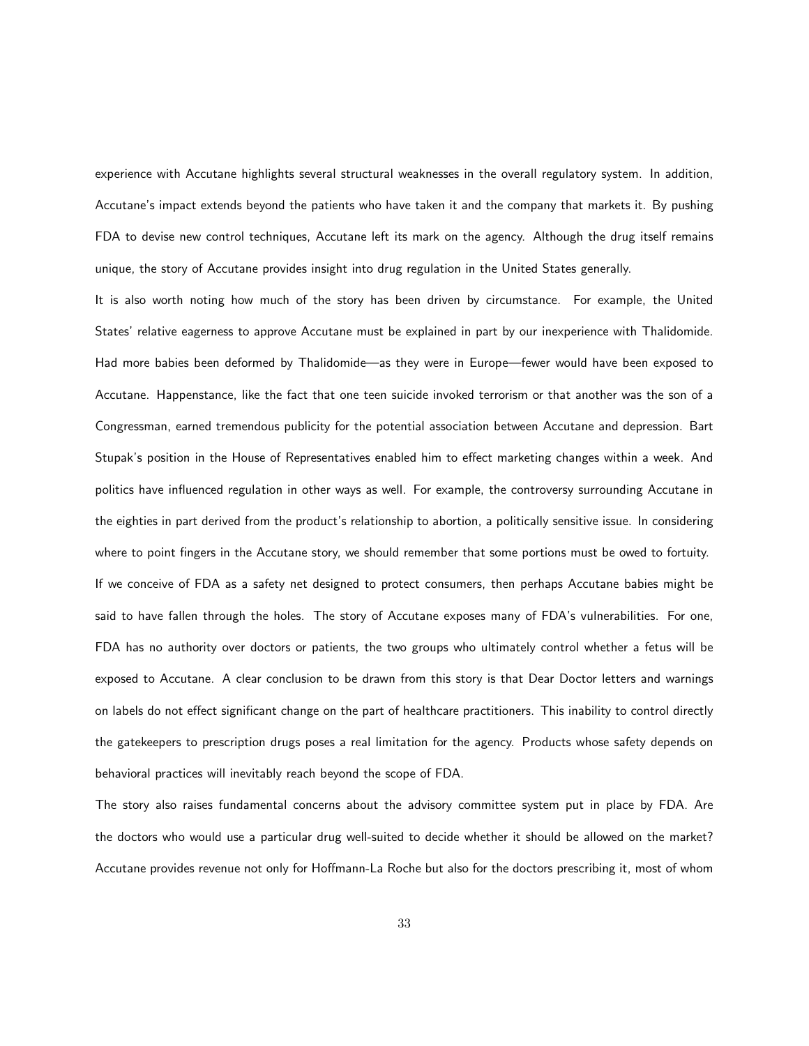experience with Accutane highlights several structural weaknesses in the overall regulatory system. In addition, Accutane's impact extends beyond the patients who have taken it and the company that markets it. By pushing FDA to devise new control techniques, Accutane left its mark on the agency. Although the drug itself remains unique, the story of Accutane provides insight into drug regulation in the United States generally.

It is also worth noting how much of the story has been driven by circumstance. For example, the United States' relative eagerness to approve Accutane must be explained in part by our inexperience with Thalidomide. Had more babies been deformed by Thalidomide—as they were in Europe—fewer would have been exposed to Accutane. Happenstance, like the fact that one teen suicide invoked terrorism or that another was the son of a Congressman, earned tremendous publicity for the potential association between Accutane and depression. Bart Stupak's position in the House of Representatives enabled him to effect marketing changes within a week. And politics have influenced regulation in other ways as well. For example, the controversy surrounding Accutane in the eighties in part derived from the product's relationship to abortion, a politically sensitive issue. In considering where to point fingers in the Accutane story, we should remember that some portions must be owed to fortuity.

If we conceive of FDA as a safety net designed to protect consumers, then perhaps Accutane babies might be said to have fallen through the holes. The story of Accutane exposes many of FDA's vulnerabilities. For one, FDA has no authority over doctors or patients, the two groups who ultimately control whether a fetus will be exposed to Accutane. A clear conclusion to be drawn from this story is that Dear Doctor letters and warnings on labels do not effect significant change on the part of healthcare practitioners. This inability to control directly the gatekeepers to prescription drugs poses a real limitation for the agency. Products whose safety depends on behavioral practices will inevitably reach beyond the scope of FDA.

The story also raises fundamental concerns about the advisory committee system put in place by FDA. Are the doctors who would use a particular drug well-suited to decide whether it should be allowed on the market? Accutane provides revenue not only for Hoffmann-La Roche but also for the doctors prescribing it, most of whom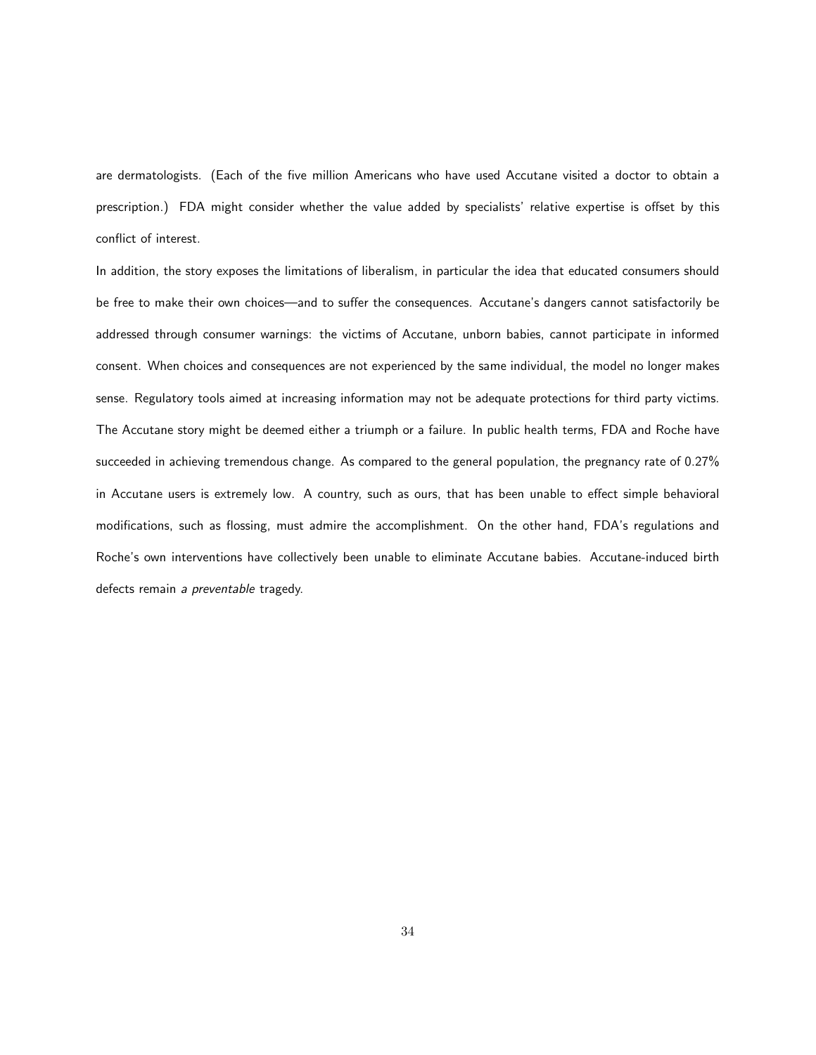are dermatologists. (Each of the five million Americans who have used Accutane visited a doctor to obtain a prescription.) FDA might consider whether the value added by specialists' relative expertise is offset by this conflict of interest.

In addition, the story exposes the limitations of liberalism, in particular the idea that educated consumers should be free to make their own choices—and to suffer the consequences. Accutane's dangers cannot satisfactorily be addressed through consumer warnings: the victims of Accutane, unborn babies, cannot participate in informed consent. When choices and consequences are not experienced by the same individual, the model no longer makes sense. Regulatory tools aimed at increasing information may not be adequate protections for third party victims.

The Accutane story might be deemed either a triumph or a failure. In public health terms, FDA and Roche have succeeded in achieving tremendous change. As compared to the general population, the pregnancy rate of 0.27% in Accutane users is extremely low. A country, such as ours, that has been unable to effect simple behavioral modifications, such as flossing, must admire the accomplishment. On the other hand, FDA's regulations and Roche's own interventions have collectively been unable to eliminate Accutane babies. Accutane-induced birth defects remain *a preventable* tragedy.